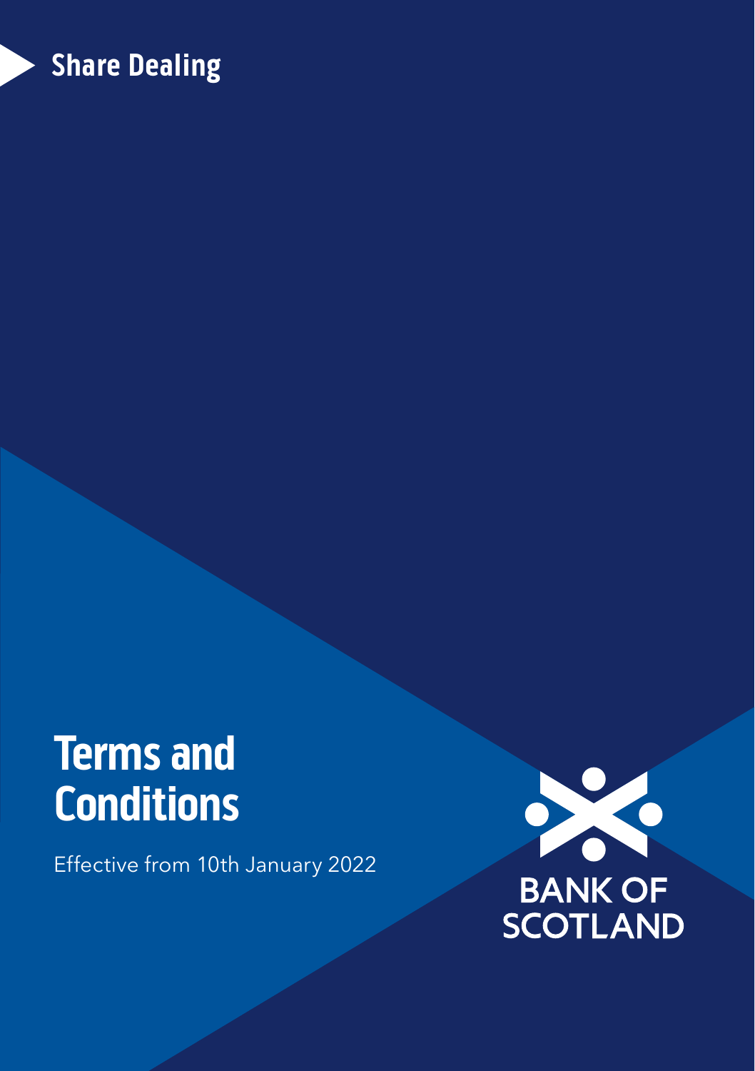Share Dealing

# Terms and Conditions

Effective from 10th January 2022

BANK OF SCOTLAND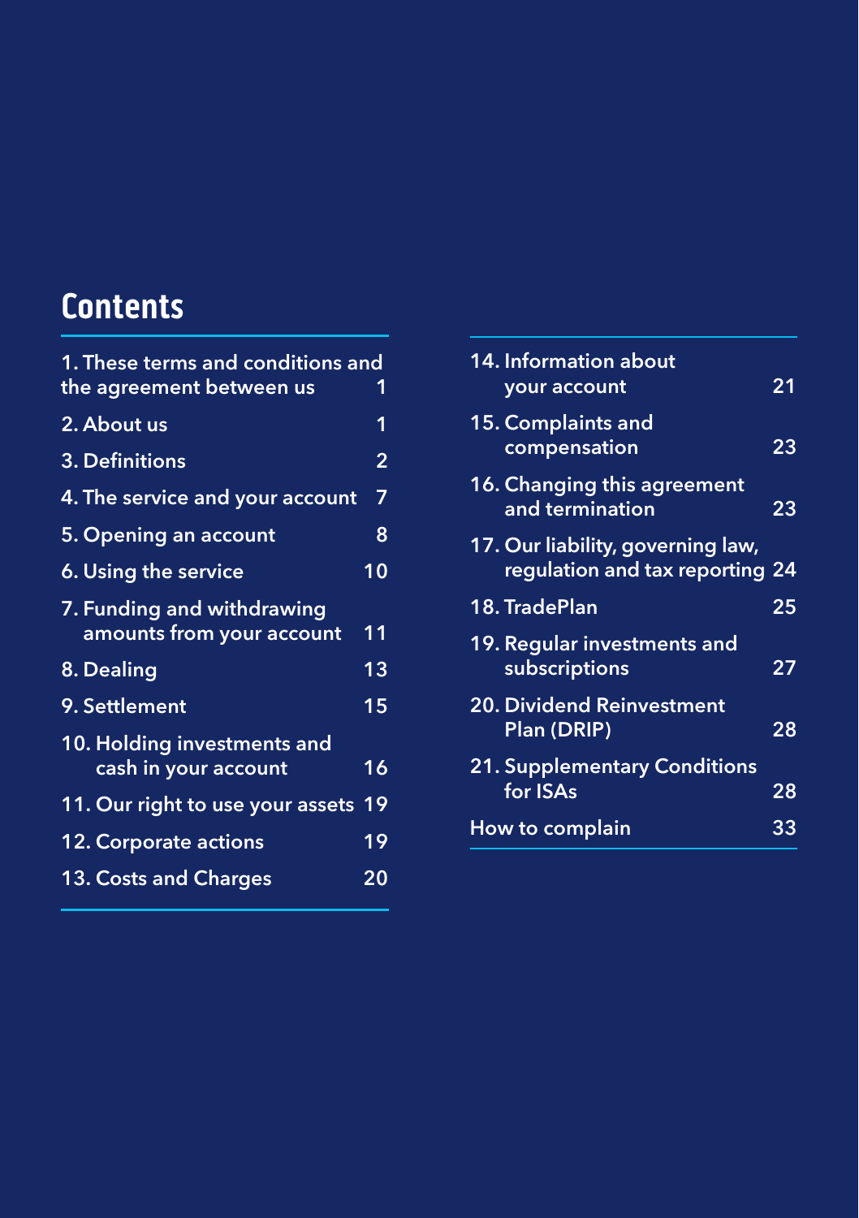# Contents

| | |
|---|---|
| 1. These terms and conditions and the agreement between us | 1 |
| 2. About us | 1 |
| 3. Definitions | 2 |
| 4. The service and your account | 7 |
| 5. Opening an account | 8 |
| 6. Using the service | 10 |
| 7. Funding and withdrawing amounts from your account | 11 |
| 8. Dealing | 13 |
| 9. Settlement | 15 |
| 10. Holding investments and cash in your account | 16 |
| 11. Our right to use your assets | 19 |
| 12. Corporate actions | 19 |
| 13. Costs and Charges | 20 |
| 14. Information about your account | 21 |
| 15. Complaints and compensation | 23 |
| 16. Changing this agreement and termination | 23 |
| 17. Our liability, governing law, regulation and tax reporting | 24 |
| 18. TradePlan | 25 |
| 19. Regular investments and subscriptions | 27 |
| 20. Dividend Reinvestment Plan (DRIP) | 28 |
| 21. Supplementary Conditions for ISAs | 28 |
| How to complain | 33 |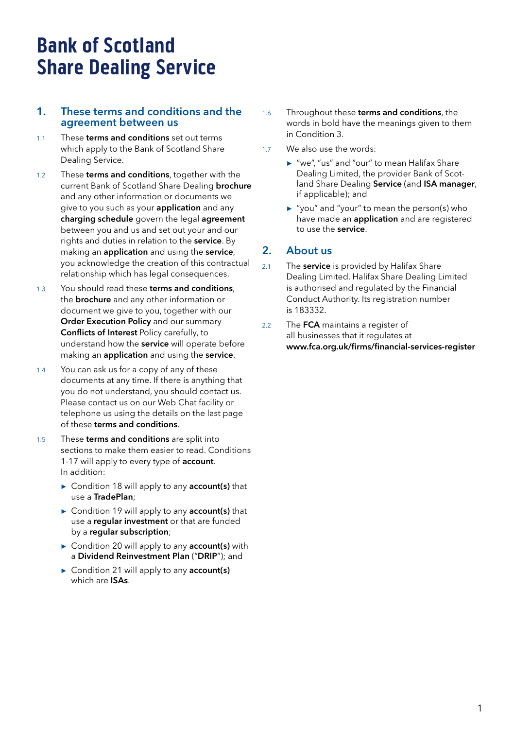# Bank of Scotland Share Dealing Service

## 1. These terms and conditions and the agreement between us

1.1 These **terms and conditions** set out terms which apply to the Bank of Scotland Share Dealing Service.

1.2 These **terms and conditions**, together with the current Bank of Scotland Share Dealing **brochure** and any other information or documents we give to you such as your **application** and any **charging schedule** govern the legal **agreement** between you and us and set out your and our rights and duties in relation to the **service**. By making an **application** and using the **service**, you acknowledge the creation of this contractual relationship which has legal consequences.

1.3 You should read these **terms and conditions**, the **brochure** and any other information or document we give to you, together with our **Order Execution Policy** and our summary **Conflicts of Interest** Policy carefully, to understand how the **service** will operate before making an **application** and using the **service**.

1.4 You can ask us for a copy of any of these documents at any time. If there is anything that you do not understand, you should contact us. Please contact us on our Web Chat facility or telephone us using the details on the last page of these **terms and conditions**.

1.5 These **terms and conditions** are split into sections to make them easier to read. Conditions 1-17 will apply to every type of **account**. In addition:

- Condition 18 will apply to any **account(s)** that use a **TradePlan**;
- Condition 19 will apply to any **account(s)** that use a **regular investment** or that are funded by a **regular subscription**;
- Condition 20 will apply to any **account(s)** with a **Dividend Reinvestment Plan** ("**DRIP**"); and
- Condition 21 will apply to any **account(s)** which are **ISAs**.

1.6 Throughout these **terms and conditions**, the words in bold have the meanings given to them in Condition 3.

1.7 We also use the words:

- "we", "us" and "our" to mean Halifax Share Dealing Limited, the provider Bank of Scotland Share Dealing **Service** (and **ISA manager**, if applicable); and
- "you" and "your" to mean the person(s) who have made an **application** and are registered to use the **service**.

## 2. About us

2.1 The **service** is provided by Halifax Share Dealing Limited. Halifax Share Dealing Limited is authorised and regulated by the Financial Conduct Authority. Its registration number is 183332.

2.2 The **FCA** maintains a register of all businesses that it regulates at **www.fca.org.uk/firms/financial-services-register**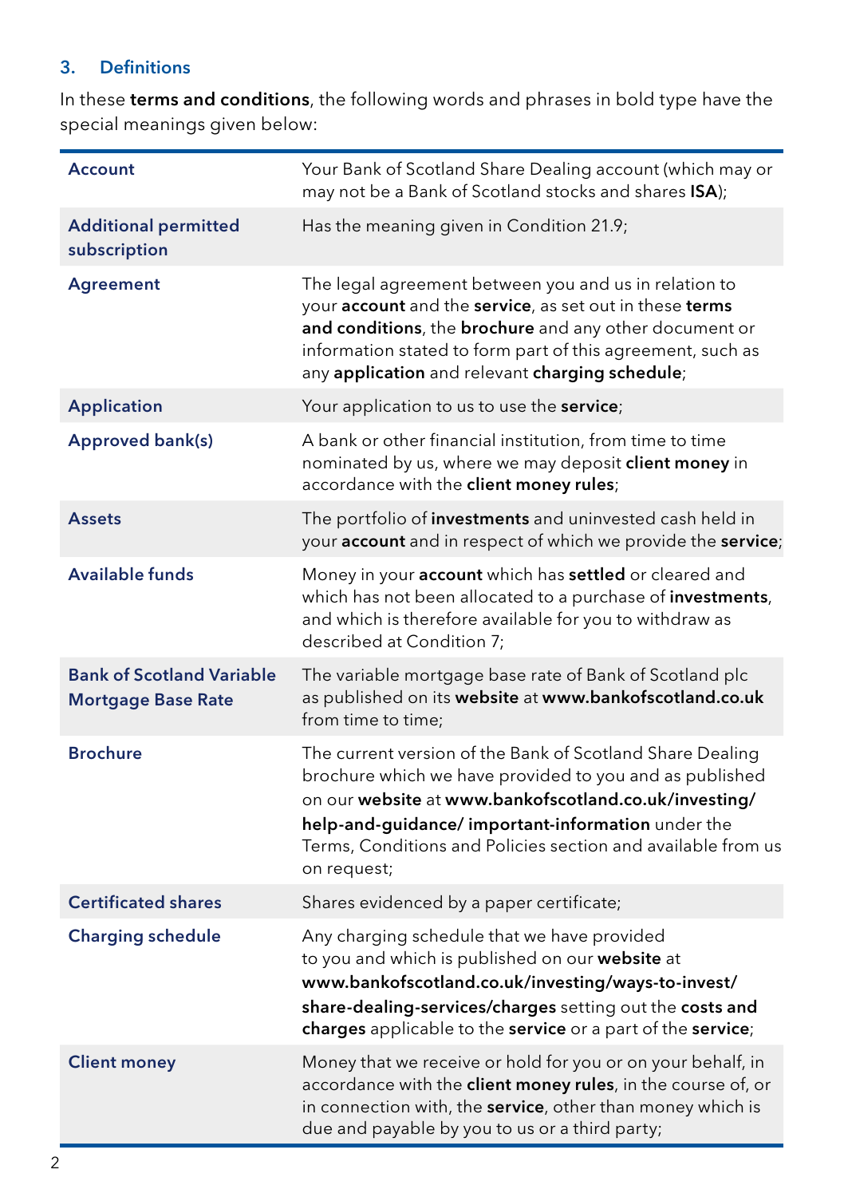## 3. Definitions

In these **terms and conditions**, the following words and phrases in bold type have the special meanings given below:

| | |
|---|---|
| **Account** | Your Bank of Scotland Share Dealing account (which may or may not be a Bank of Scotland stocks and shares **ISA**); |
| **Additional permitted subscription** | Has the meaning given in Condition 21.9; |
| **Agreement** | The legal agreement between you and us in relation to your **account** and the **service**, as set out in these **terms and conditions**, the **brochure** and any other document or information stated to form part of this agreement, such as any **application** and relevant **charging schedule**; |
| **Application** | Your application to us to use the **service**; |
| **Approved bank(s)** | A bank or other financial institution, from time to time nominated by us, where we may deposit **client money** in accordance with the **client money rules**; |
| **Assets** | The portfolio of **investments** and uninvested cash held in your **account** and in respect of which we provide the **service**; |
| **Available funds** | Money in your **account** which has **settled** or cleared and which has not been allocated to a purchase of **investments**, and which is therefore available for you to withdraw as described at Condition 7; |
| **Bank of Scotland Variable Mortgage Base Rate** | The variable mortgage base rate of Bank of Scotland plc as published on its **website** at **www.bankofscotland.co.uk** from time to time; |
| **Brochure** | The current version of the Bank of Scotland Share Dealing brochure which we have provided to you and as published on our **website** at **www.bankofscotland.co.uk/investing/help-and-guidance/ important-information** under the Terms, Conditions and Policies section and available from us on request; |
| **Certificated shares** | Shares evidenced by a paper certificate; |
| **Charging schedule** | Any charging schedule that we have provided to you and which is published on our **website** at **www.bankofscotland.co.uk/investing/ways-to-invest/share-dealing-services/charges** setting out the **costs and charges** applicable to the **service** or a part of the **service**; |
| **Client money** | Money that we receive or hold for you or on your behalf, in accordance with the **client money rules**, in the course of, or in connection with, the **service**, other than money which is due and payable by you to us or a third party; |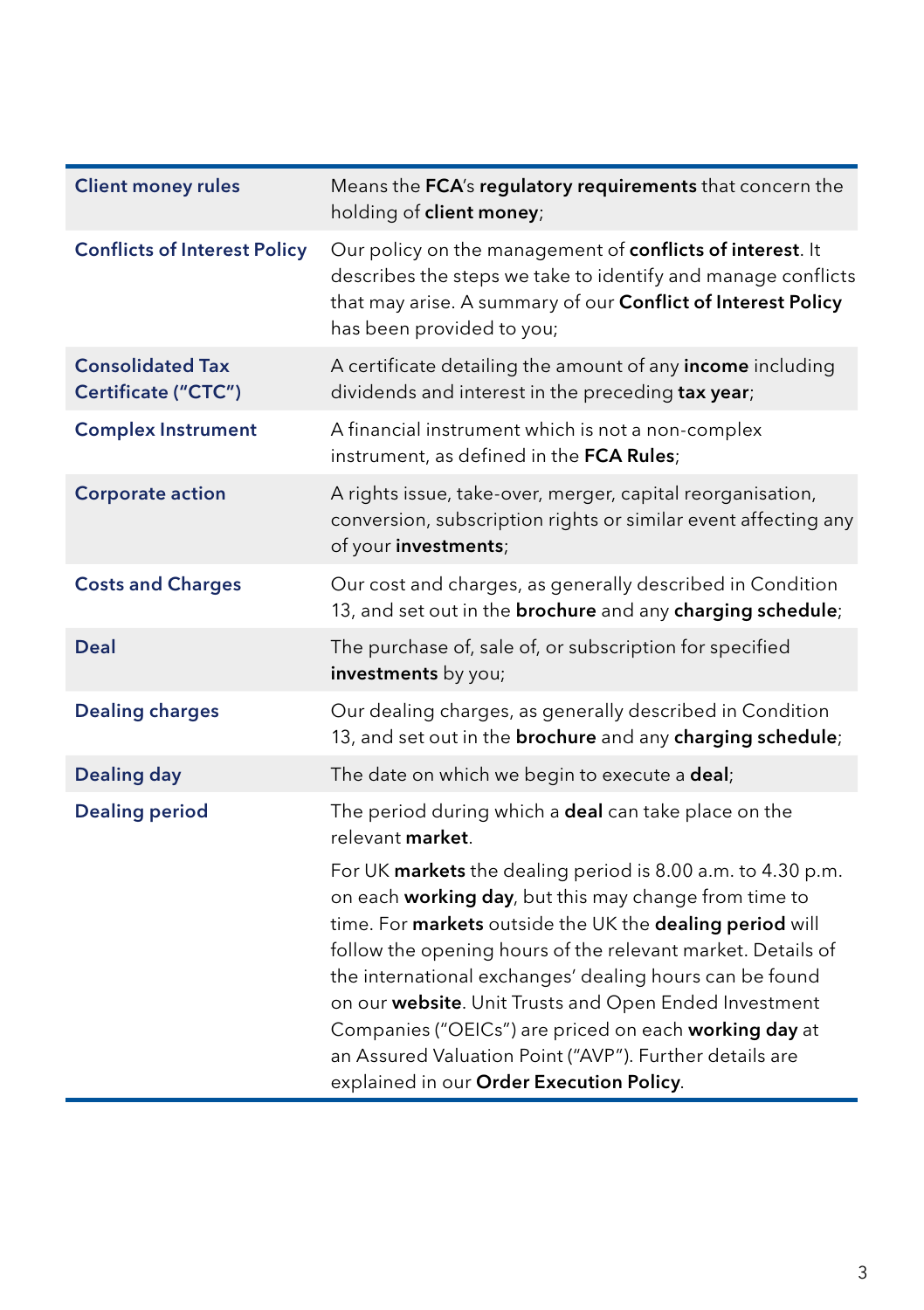| | |
|---|---|
| **Client money rules** | Means the **FCA**'s **regulatory requirements** that concern the holding of **client money**; |
| **Conflicts of Interest Policy** | Our policy on the management of **conflicts of interest**. It describes the steps we take to identify and manage conflicts that may arise. A summary of our **Conflict of Interest Policy** has been provided to you; |
| **Consolidated Tax Certificate ("CTC")** | A certificate detailing the amount of any **income** including dividends and interest in the preceding **tax year**; |
| **Complex Instrument** | A financial instrument which is not a non-complex instrument, as defined in the **FCA Rules**; |
| **Corporate action** | A rights issue, take-over, merger, capital reorganisation, conversion, subscription rights or similar event affecting any of your **investments**; |
| **Costs and Charges** | Our cost and charges, as generally described in Condition 13, and set out in the **brochure** and any **charging schedule**; |
| **Deal** | The purchase of, sale of, or subscription for specified **investments** by you; |
| **Dealing charges** | Our dealing charges, as generally described in Condition 13, and set out in the **brochure** and any **charging schedule**; |
| **Dealing day** | The date on which we begin to execute a **deal**; |
| **Dealing period** | The period during which a **deal** can take place on the relevant **market**.<br><br>For UK **markets** the dealing period is 8.00 a.m. to 4.30 p.m. on each **working day**, but this may change from time to time. For **markets** outside the UK the **dealing period** will follow the opening hours of the relevant market. Details of the international exchanges' dealing hours can be found on our **website**. Unit Trusts and Open Ended Investment Companies ("OEICs") are priced on each **working day** at an Assured Valuation Point ("AVP"). Further details are explained in our **Order Execution Policy**. |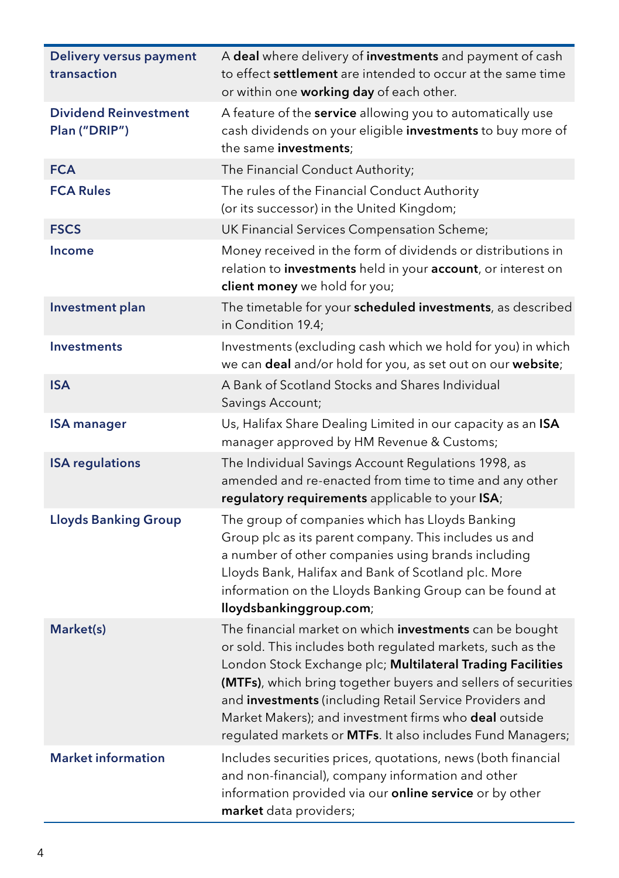| | |
|---|---|
| **Delivery versus payment transaction** | A **deal** where delivery of **investments** and payment of cash to effect **settlement** are intended to occur at the same time or within one **working day** of each other. |
| **Dividend Reinvestment Plan ("DRIP")** | A feature of the **service** allowing you to automatically use cash dividends on your eligible **investments** to buy more of the same **investments**; |
| **FCA** | The Financial Conduct Authority; |
| **FCA Rules** | The rules of the Financial Conduct Authority (or its successor) in the United Kingdom; |
| **FSCS** | UK Financial Services Compensation Scheme; |
| **Income** | Money received in the form of dividends or distributions in relation to **investments** held in your **account**, or interest on **client money** we hold for you; |
| **Investment plan** | The timetable for your **scheduled investments**, as described in Condition 19.4; |
| **Investments** | Investments (excluding cash which we hold for you) in which we can **deal** and/or hold for you, as set out on our **website**; |
| **ISA** | A Bank of Scotland Stocks and Shares Individual Savings Account; |
| **ISA manager** | Us, Halifax Share Dealing Limited in our capacity as an **ISA** manager approved by HM Revenue & Customs; |
| **ISA regulations** | The Individual Savings Account Regulations 1998, as amended and re-enacted from time to time and any other **regulatory requirements** applicable to your **ISA**; |
| **Lloyds Banking Group** | The group of companies which has Lloyds Banking Group plc as its parent company. This includes us and a number of other companies using brands including Lloyds Bank, Halifax and Bank of Scotland plc. More information on the Lloyds Banking Group can be found at **lloydsbankinggroup.com**; |
| **Market(s)** | The financial market on which **investments** can be bought or sold. This includes both regulated markets, such as the London Stock Exchange plc; **Multilateral Trading Facilities (MTFs)**, which bring together buyers and sellers of securities and **investments** (including Retail Service Providers and Market Makers); and investment firms who **deal** outside regulated markets or **MTFs**. It also includes Fund Managers; |
| **Market information** | Includes securities prices, quotations, news (both financial and non-financial), company information and other information provided via our **online service** or by other **market** data providers; |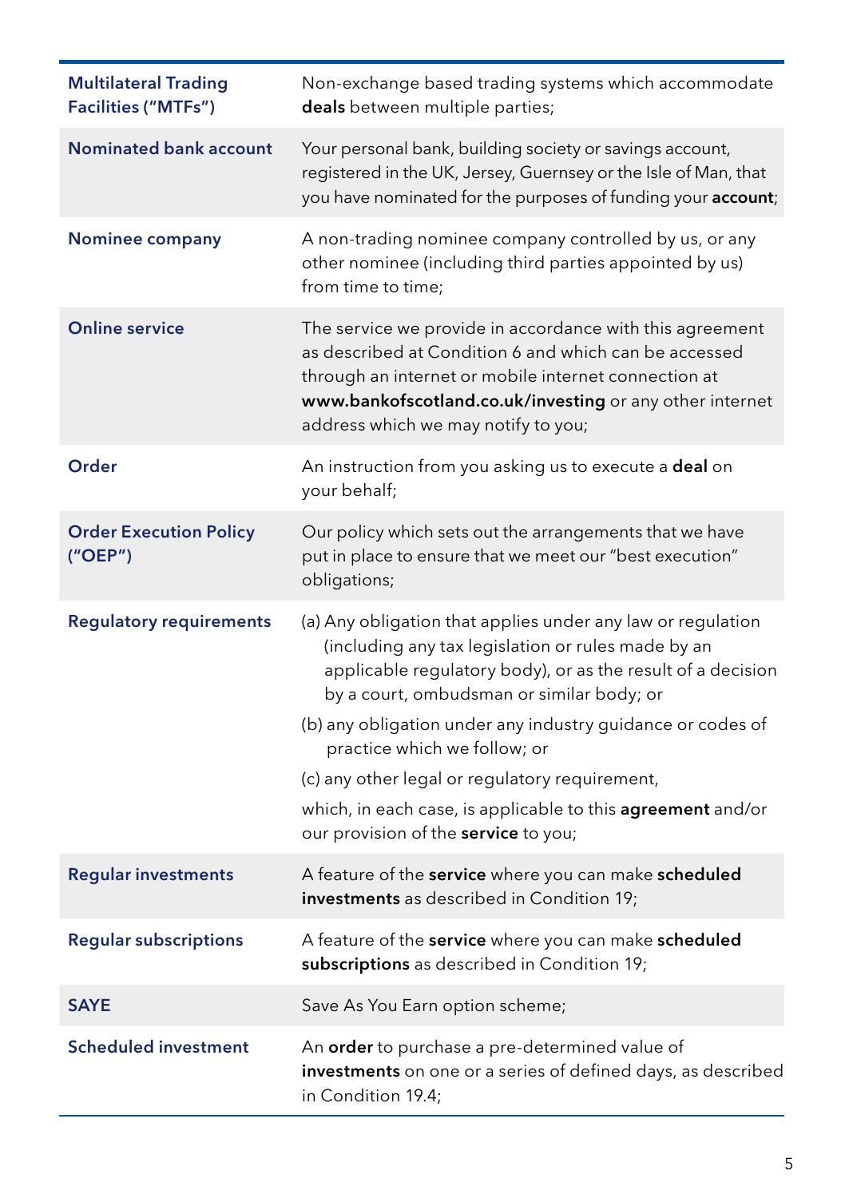| | |
|---|---|
| **Multilateral Trading Facilities ("MTFs")** | Non-exchange based trading systems which accommodate **deals** between multiple parties; |
| **Nominated bank account** | Your personal bank, building society or savings account, registered in the UK, Jersey, Guernsey or the Isle of Man, that you have nominated for the purposes of funding your **account**; |
| **Nominee company** | A non-trading nominee company controlled by us, or any other nominee (including third parties appointed by us) from time to time; |
| **Online service** | The service we provide in accordance with this agreement as described at Condition 6 and which can be accessed through an internet or mobile internet connection at **www.bankofscotland.co.uk/investing** or any other internet address which we may notify to you; |
| **Order** | An instruction from you asking us to execute a **deal** on your behalf; |
| **Order Execution Policy ("OEP")** | Our policy which sets out the arrangements that we have put in place to ensure that we meet our "best execution" obligations; |
| **Regulatory requirements** | (a) Any obligation that applies under any law or regulation (including any tax legislation or rules made by an applicable regulatory body), or as the result of a decision by a court, ombudsman or similar body; or<br>(b) any obligation under any industry guidance or codes of practice which we follow; or<br>(c) any other legal or regulatory requirement,<br>which, in each case, is applicable to this **agreement** and/or our provision of the **service** to you; |
| **Regular investments** | A feature of the **service** where you can make **scheduled investments** as described in Condition 19; |
| **Regular subscriptions** | A feature of the **service** where you can make **scheduled subscriptions** as described in Condition 19; |
| **SAYE** | Save As You Earn option scheme; |
| **Scheduled investment** | An **order** to purchase a pre-determined value of **investments** on one or a series of defined days, as described in Condition 19.4; |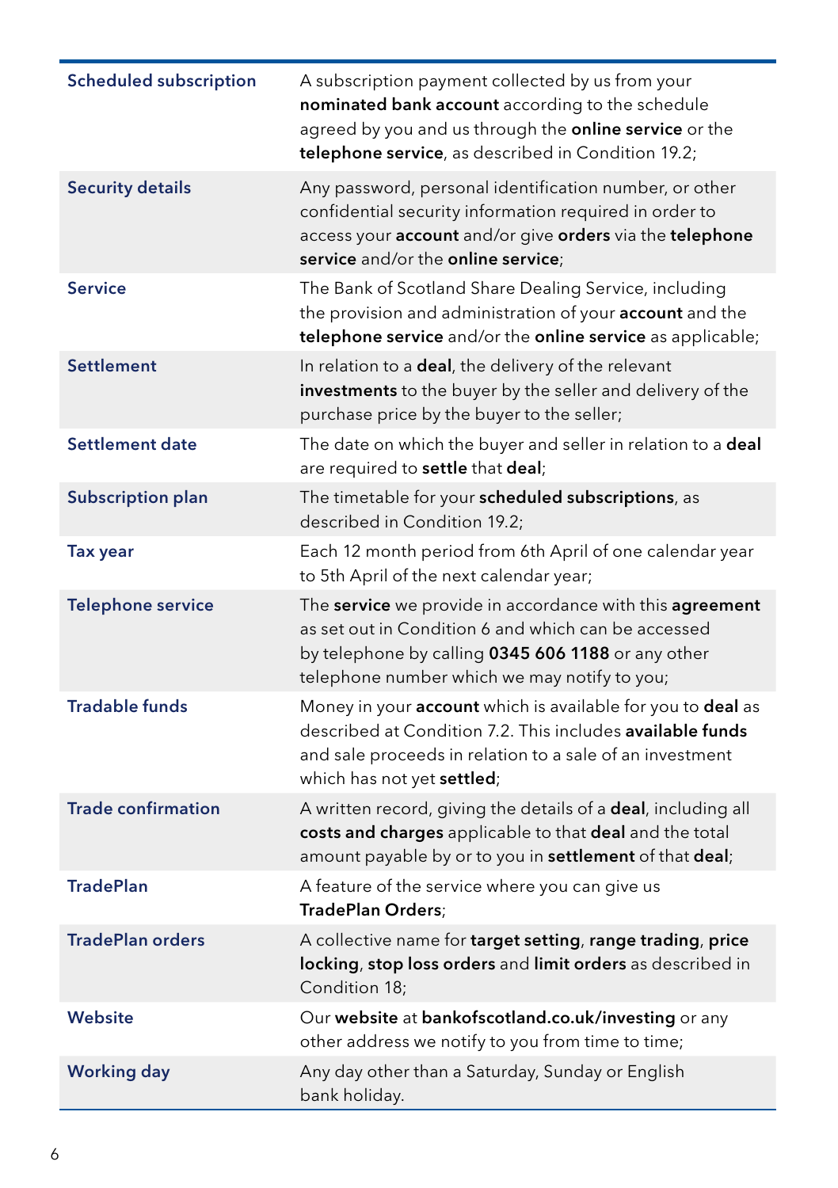| | |
|---|---|
| **Scheduled subscription** | A subscription payment collected by us from your **nominated bank account** according to the schedule agreed by you and us through the **online service** or the **telephone service**, as described in Condition 19.2; |
| **Security details** | Any password, personal identification number, or other confidential security information required in order to access your **account** and/or give **orders** via the **telephone service** and/or the **online service**; |
| **Service** | The Bank of Scotland Share Dealing Service, including the provision and administration of your **account** and the **telephone service** and/or the **online service** as applicable; |
| **Settlement** | In relation to a **deal**, the delivery of the relevant **investments** to the buyer by the seller and delivery of the purchase price by the buyer to the seller; |
| **Settlement date** | The date on which the buyer and seller in relation to a **deal** are required to **settle** that **deal**; |
| **Subscription plan** | The timetable for your **scheduled subscriptions**, as described in Condition 19.2; |
| **Tax year** | Each 12 month period from 6th April of one calendar year to 5th April of the next calendar year; |
| **Telephone service** | The **service** we provide in accordance with this **agreement** as set out in Condition 6 and which can be accessed by telephone by calling **0345 606 1188** or any other telephone number which we may notify to you; |
| **Tradable funds** | Money in your **account** which is available for you to **deal** as described at Condition 7.2. This includes **available funds** and sale proceeds in relation to a sale of an investment which has not yet **settled**; |
| **Trade confirmation** | A written record, giving the details of a **deal**, including all **costs and charges** applicable to that **deal** and the total amount payable by or to you in **settlement** of that **deal**; |
| **TradePlan** | A feature of the service where you can give us **TradePlan Orders**; |
| **TradePlan orders** | A collective name for **target setting**, **range trading**, **price locking**, **stop loss orders** and **limit orders** as described in Condition 18; |
| **Website** | Our **website** at **bankofscotland.co.uk/investing** or any other address we notify to you from time to time; |
| **Working day** | Any day other than a Saturday, Sunday or English bank holiday. |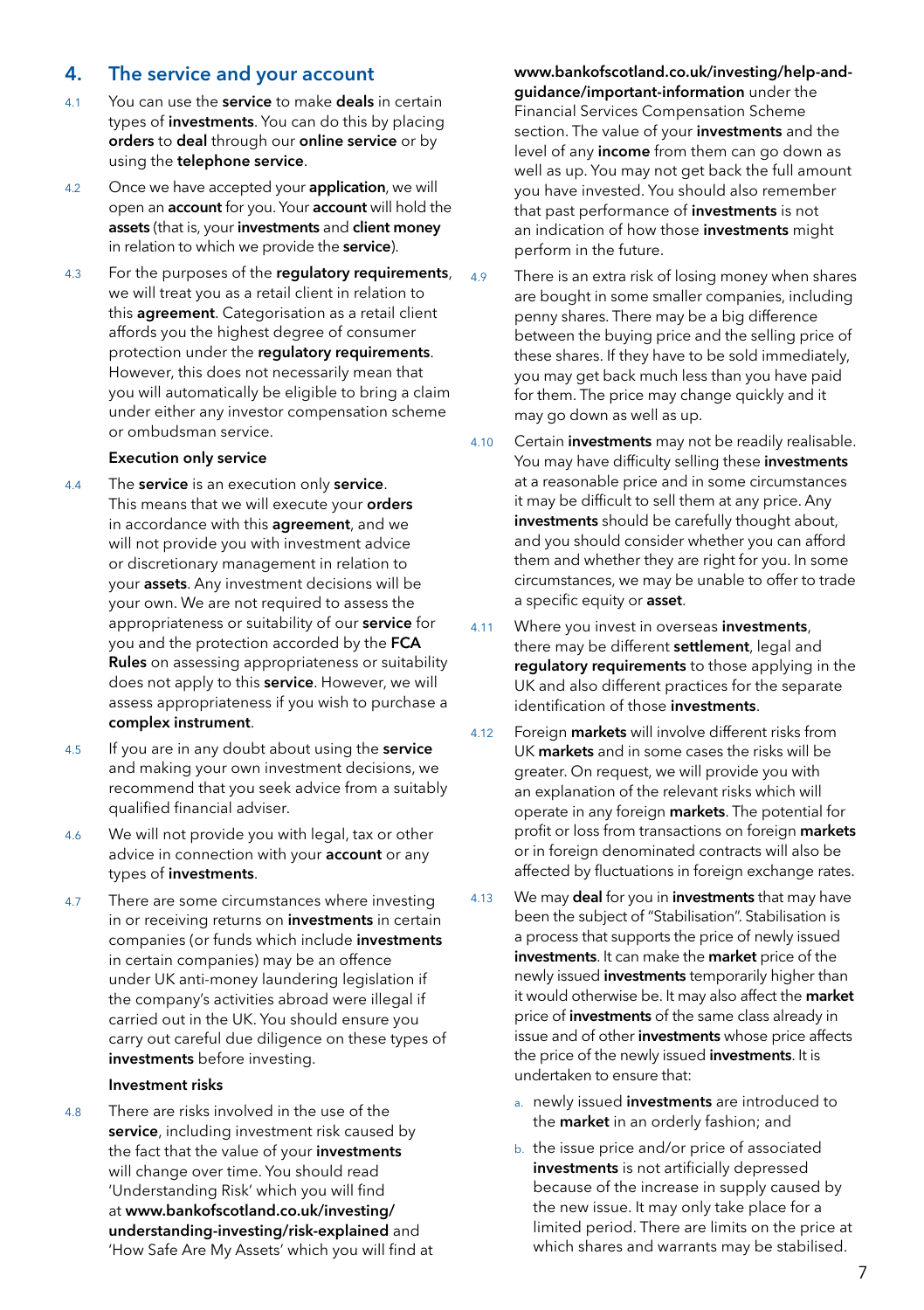## 4. The service and your account

4.1 You can use the **service** to make **deals** in certain types of **investments**. You can do this by placing **orders** to **deal** through our **online service** or by using the **telephone service**.

4.2 Once we have accepted your **application**, we will open an **account** for you. Your **account** will hold the **assets** (that is, your **investments** and **client money** in relation to which we provide the **service**).

4.3 For the purposes of the **regulatory requirements**, we will treat you as a retail client in relation to this **agreement**. Categorisation as a retail client affords you the highest degree of consumer protection under the **regulatory requirements**. However, this does not necessarily mean that you will automatically be eligible to bring a claim under either any investor compensation scheme or ombudsman service.

### Execution only service

4.4 The **service** is an execution only **service**. This means that we will execute your **orders** in accordance with this **agreement**, and we will not provide you with investment advice or discretionary management in relation to your **assets**. Any investment decisions will be your own. We are not required to assess the appropriateness or suitability of our **service** for you and the protection accorded by the **FCA Rules** on assessing appropriateness or suitability does not apply to this **service**. However, we will assess appropriateness if you wish to purchase a **complex instrument**.

4.5 If you are in any doubt about using the **service** and making your own investment decisions, we recommend that you seek advice from a suitably qualified financial adviser.

4.6 We will not provide you with legal, tax or other advice in connection with your **account** or any types of **investments**.

4.7 There are some circumstances where investing in or receiving returns on **investments** in certain companies (or funds which include **investments** in certain companies) may be an offence under UK anti-money laundering legislation if the company's activities abroad were illegal if carried out in the UK. You should ensure you carry out careful due diligence on these types of **investments** before investing.

### Investment risks

4.8 There are risks involved in the use of the **service**, including investment risk caused by the fact that the value of your **investments** will change over time. You should read 'Understanding Risk' which you will find at **www.bankofscotland.co.uk/investing/understanding-investing/risk-explained** and 'How Safe Are My Assets' which you will find at **www.bankofscotland.co.uk/investing/help-and-guidance/important-information** under the Financial Services Compensation Scheme section. The value of your **investments** and the level of any **income** from them can go down as well as up. You may not get back the full amount you have invested. You should also remember that past performance of **investments** is not an indication of how those **investments** might perform in the future.

4.9 There is an extra risk of losing money when shares are bought in some smaller companies, including penny shares. There may be a big difference between the buying price and the selling price of these shares. If they have to be sold immediately, you may get back much less than you have paid for them. The price may change quickly and it may go down as well as up.

4.10 Certain **investments** may not be readily realisable. You may have difficulty selling these **investments** at a reasonable price and in some circumstances it may be difficult to sell them at any price. Any **investments** should be carefully thought about, and you should consider whether you can afford them and whether they are right for you. In some circumstances, we may be unable to offer to trade a specific equity or **asset**.

4.11 Where you invest in overseas **investments**, there may be different **settlement**, legal and **regulatory requirements** to those applying in the UK and also different practices for the separate identification of those **investments**.

4.12 Foreign **markets** will involve different risks from UK **markets** and in some cases the risks will be greater. On request, we will provide you with an explanation of the relevant risks which will operate in any foreign **markets**. The potential for profit or loss from transactions on foreign **markets** or in foreign denominated contracts will also be affected by fluctuations in foreign exchange rates.

4.13 We may **deal** for you in **investments** that may have been the subject of "Stabilisation". Stabilisation is a process that supports the price of newly issued **investments**. It can make the **market** price of the newly issued **investments** temporarily higher than it would otherwise be. It may also affect the **market** price of **investments** of the same class already in issue and of other **investments** whose price affects the price of the newly issued **investments**. It is undertaken to ensure that:

a. newly issued **investments** are introduced to the **market** in an orderly fashion; and

b. the issue price and/or price of associated **investments** is not artificially depressed because of the increase in supply caused by the new issue. It may only take place for a limited period. There are limits on the price at which shares and warrants may be stabilised.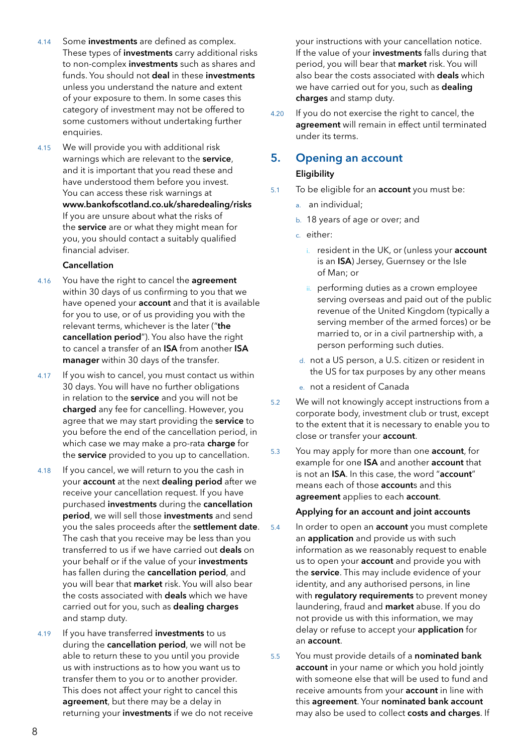4.14 Some **investments** are defined as complex. These types of **investments** carry additional risks to non-complex **investments** such as shares and funds. You should not **deal** in these **investments** unless you understand the nature and extent of your exposure to them. In some cases this category of investment may not be offered to some customers without undertaking further enquiries.

4.15 We will provide you with additional risk warnings which are relevant to the **service**, and it is important that you read these and have understood them before you invest. You can access these risk warnings at **www.bankofscotland.co.uk/sharedealing/risks** If you are unsure about what the risks of the **service** are or what they might mean for you, you should contact a suitably qualified financial adviser.

**Cancellation**

4.16 You have the right to cancel the **agreement** within 30 days of us confirming to you that we have opened your **account** and that it is available for you to use, or of us providing you with the relevant terms, whichever is the later ("**the cancellation period**"). You also have the right to cancel a transfer of an **ISA** from another **ISA manager** within 30 days of the transfer.

4.17 If you wish to cancel, you must contact us within 30 days. You will have no further obligations in relation to the **service** and you will not be **charged** any fee for cancelling. However, you agree that we may start providing the **service** to you before the end of the cancellation period, in which case we may make a pro-rata **charge** for the **service** provided to you up to cancellation.

4.18 If you cancel, we will return to you the cash in your **account** at the next **dealing period** after we receive your cancellation request. If you have purchased **investments** during the **cancellation period**, we will sell those **investments** and send you the sales proceeds after the **settlement date**. The cash that you receive may be less than you transferred to us if we have carried out **deals** on your behalf or if the value of your **investments** has fallen during the **cancellation period**, and you will bear that **market** risk. You will also bear the costs associated with **deals** which we have carried out for you, such as **dealing charges** and stamp duty.

4.19 If you have transferred **investments** to us during the **cancellation period**, we will not be able to return these to you until you provide us with instructions as to how you want us to transfer them to you or to another provider. This does not affect your right to cancel this **agreement**, but there may be a delay in returning your **investments** if we do not receive your instructions with your cancellation notice. If the value of your **investments** falls during that period, you will bear that **market** risk. You will also bear the costs associated with **deals** which we have carried out for you, such as **dealing charges** and stamp duty.

4.20 If you do not exercise the right to cancel, the **agreement** will remain in effect until terminated under its terms.

## 5. Opening an account

**Eligibility**

5.1 To be eligible for an **account** you must be:

a. an individual;

b. 18 years of age or over; and

c. either:

   i. resident in the UK, or (unless your **account** is an **ISA**) Jersey, Guernsey or the Isle of Man; or

   ii. performing duties as a crown employee serving overseas and paid out of the public revenue of the United Kingdom (typically a serving member of the armed forces) or be married to, or in a civil partnership with, a person performing such duties.

d. not a US person, a U.S. citizen or resident in the US for tax purposes by any other means

e. not a resident of Canada

5.2 We will not knowingly accept instructions from a corporate body, investment club or trust, except to the extent that it is necessary to enable you to close or transfer your **account**.

5.3 You may apply for more than one **account**, for example for one **ISA** and another **account** that is not an **ISA**. In this case, the word "**account**" means each of those **account**s and this **agreement** applies to each **account**.

**Applying for an account and joint accounts**

5.4 In order to open an **account** you must complete an **application** and provide us with such information as we reasonably request to enable us to open your **account** and provide you with the **service**. This may include evidence of your identity, and any authorised persons, in line with **regulatory requirements** to prevent money laundering, fraud and **market** abuse. If you do not provide us with this information, we may delay or refuse to accept your **application** for an **account**.

5.5 You must provide details of a **nominated bank account** in your name or which you hold jointly with someone else that will be used to fund and receive amounts from your **account** in line with this **agreement**. Your **nominated bank account** may also be used to collect **costs and charges**. If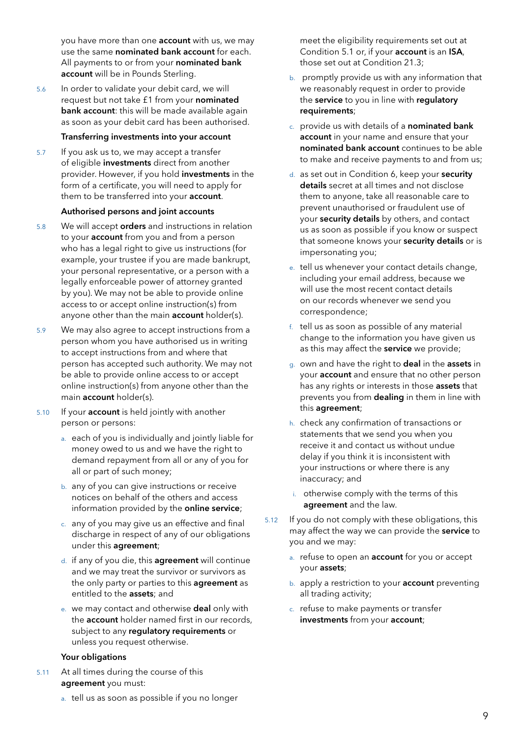you have more than one **account** with us, we may use the same **nominated bank account** for each. All payments to or from your **nominated bank account** will be in Pounds Sterling.

5.6 In order to validate your debit card, we will request but not take £1 from your **nominated bank account**: this will be made available again as soon as your debit card has been authorised.

### Transferring investments into your account

5.7 If you ask us to, we may accept a transfer of eligible **investments** direct from another provider. However, if you hold **investments** in the form of a certificate, you will need to apply for them to be transferred into your **account**.

### Authorised persons and joint accounts

5.8 We will accept **orders** and instructions in relation to your **account** from you and from a person who has a legal right to give us instructions (for example, your trustee if you are made bankrupt, your personal representative, or a person with a legally enforceable power of attorney granted by you). We may not be able to provide online access to or accept online instruction(s) from anyone other than the main **account** holder(s).

5.9 We may also agree to accept instructions from a person whom you have authorised us in writing to accept instructions from and where that person has accepted such authority. We may not be able to provide online access to or accept online instruction(s) from anyone other than the main **account** holder(s).

5.10 If your **account** is held jointly with another person or persons:

a. each of you is individually and jointly liable for money owed to us and we have the right to demand repayment from all or any of you for all or part of such money;

b. any of you can give instructions or receive notices on behalf of the others and access information provided by the **online service**;

c. any of you may give us an effective and final discharge in respect of any of our obligations under this **agreement**;

d. if any of you die, this **agreement** will continue and we may treat the survivor or survivors as the only party or parties to this **agreement** as entitled to the **assets**; and

e. we may contact and otherwise **deal** only with the **account** holder named first in our records, subject to any **regulatory requirements** or unless you request otherwise.

### Your obligations

5.11 At all times during the course of this **agreement** you must:

a. tell us as soon as possible if you no longer meet the eligibility requirements set out at Condition 5.1 or, if your **account** is an **ISA**, those set out at Condition 21.3;

b. promptly provide us with any information that we reasonably request in order to provide the **service** to you in line with **regulatory requirements**;

c. provide us with details of a **nominated bank account** in your name and ensure that your **nominated bank account** continues to be able to make and receive payments to and from us;

d. as set out in Condition 6, keep your **security details** secret at all times and not disclose them to anyone, take all reasonable care to prevent unauthorised or fraudulent use of your **security details** by others, and contact us as soon as possible if you know or suspect that someone knows your **security details** or is impersonating you;

e. tell us whenever your contact details change, including your email address, because we will use the most recent contact details on our records whenever we send you correspondence;

f. tell us as soon as possible of any material change to the information you have given us as this may affect the **service** we provide;

g. own and have the right to **deal** in the **assets** in your **account** and ensure that no other person has any rights or interests in those **assets** that prevents you from **dealing** in them in line with this **agreement**;

h. check any confirmation of transactions or statements that we send you when you receive it and contact us without undue delay if you think it is inconsistent with your instructions or where there is any inaccuracy; and

i. otherwise comply with the terms of this **agreement** and the law.

5.12 If you do not comply with these obligations, this may affect the way we can provide the **service** to you and we may:

a. refuse to open an **account** for you or accept your **assets**;

b. apply a restriction to your **account** preventing all trading activity;

c. refuse to make payments or transfer **investments** from your **account**;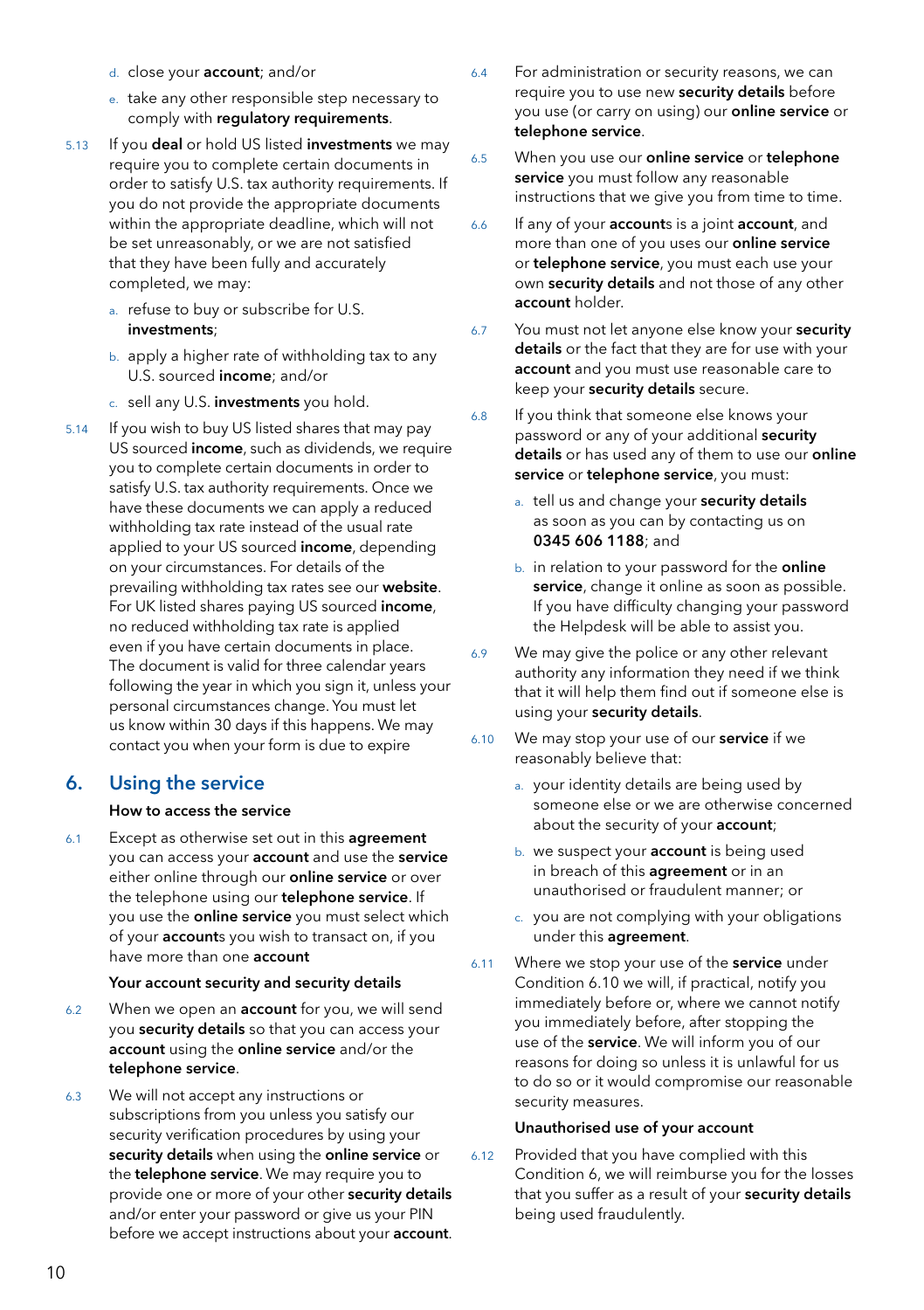d. close your **account**; and/or

e. take any other responsible step necessary to comply with **regulatory requirements**.

5.13 If you **deal** or hold US listed **investments** we may require you to complete certain documents in order to satisfy U.S. tax authority requirements. If you do not provide the appropriate documents within the appropriate deadline, which will not be set unreasonably, or we are not satisfied that they have been fully and accurately completed, we may:

a. refuse to buy or subscribe for U.S. **investments**;

b. apply a higher rate of withholding tax to any U.S. sourced **income**; and/or

c. sell any U.S. **investments** you hold.

5.14 If you wish to buy US listed shares that may pay US sourced **income**, such as dividends, we require you to complete certain documents in order to satisfy U.S. tax authority requirements. Once we have these documents we can apply a reduced withholding tax rate instead of the usual rate applied to your US sourced **income**, depending on your circumstances. For details of the prevailing withholding tax rates see our **website**. For UK listed shares paying US sourced **income**, no reduced withholding tax rate is applied even if you have certain documents in place. The document is valid for three calendar years following the year in which you sign it, unless your personal circumstances change. You must let us know within 30 days if this happens. We may contact you when your form is due to expire

## 6. Using the service

### How to access the service

6.1 Except as otherwise set out in this **agreement** you can access your **account** and use the **service** either online through our **online service** or over the telephone using our **telephone service**. If you use the **online service** you must select which of your **account**s you wish to transact on, if you have more than one **account**

### Your account security and security details

6.2 When we open an **account** for you, we will send you **security details** so that you can access your **account** using the **online service** and/or the **telephone service**.

6.3 We will not accept any instructions or subscriptions from you unless you satisfy our security verification procedures by using your **security details** when using the **online service** or the **telephone service**. We may require you to provide one or more of your other **security details** and/or enter your password or give us your PIN before we accept instructions about your **account**.

6.4 For administration or security reasons, we can require you to use new **security details** before you use (or carry on using) our **online service** or **telephone service**.

6.5 When you use our **online service** or **telephone service** you must follow any reasonable instructions that we give you from time to time.

6.6 If any of your **account**s is a joint **account**, and more than one of you uses our **online service** or **telephone service**, you must each use your own **security details** and not those of any other **account** holder.

6.7 You must not let anyone else know your **security details** or the fact that they are for use with your **account** and you must use reasonable care to keep your **security details** secure.

6.8 If you think that someone else knows your password or any of your additional **security details** or has used any of them to use our **online service** or **telephone service**, you must:

a. tell us and change your **security details** as soon as you can by contacting us on **0345 606 1188**; and

b. in relation to your password for the **online service**, change it online as soon as possible. If you have difficulty changing your password the Helpdesk will be able to assist you.

6.9 We may give the police or any other relevant authority any information they need if we think that it will help them find out if someone else is using your **security details**.

6.10 We may stop your use of our **service** if we reasonably believe that:

a. your identity details are being used by someone else or we are otherwise concerned about the security of your **account**;

b. we suspect your **account** is being used in breach of this **agreement** or in an unauthorised or fraudulent manner; or

c. you are not complying with your obligations under this **agreement**.

6.11 Where we stop your use of the **service** under Condition 6.10 we will, if practical, notify you immediately before or, where we cannot notify you immediately before, after stopping the use of the **service**. We will inform you of our reasons for doing so unless it is unlawful for us to do so or it would compromise our reasonable security measures.

### Unauthorised use of your account

6.12 Provided that you have complied with this Condition 6, we will reimburse you for the losses that you suffer as a result of your **security details** being used fraudulently.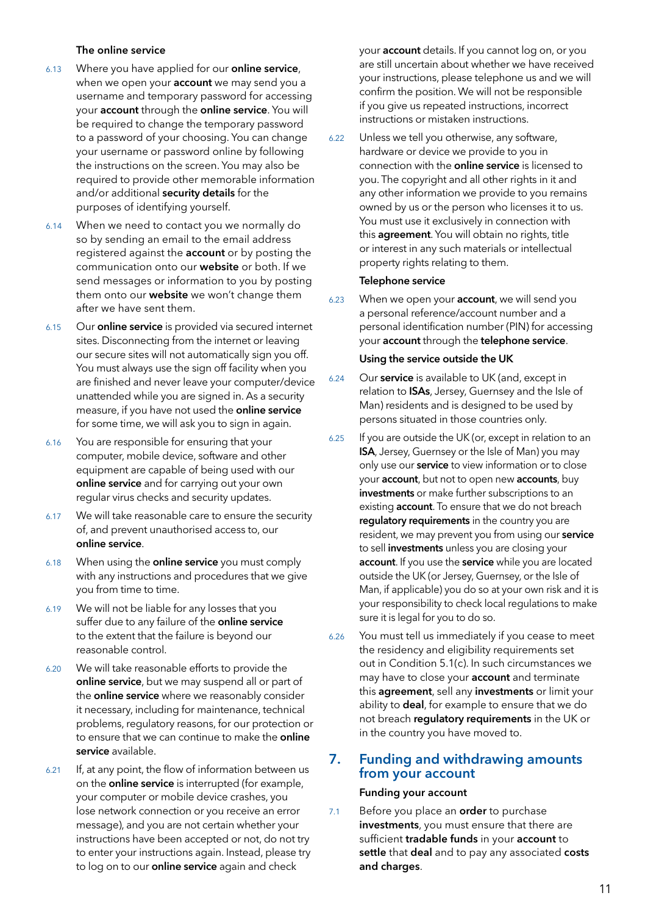### The online service

6.13 Where you have applied for our **online service**, when we open your **account** we may send you a username and temporary password for accessing your **account** through the **online service**. You will be required to change the temporary password to a password of your choosing. You can change your username or password online by following the instructions on the screen. You may also be required to provide other memorable information and/or additional **security details** for the purposes of identifying yourself.

6.14 When we need to contact you we normally do so by sending an email to the email address registered against the **account** or by posting the communication onto our **website** or both. If we send messages or information to you by posting them onto our **website** we won't change them after we have sent them.

6.15 Our **online service** is provided via secured internet sites. Disconnecting from the internet or leaving our secure sites will not automatically sign you off. You must always use the sign off facility when you are finished and never leave your computer/device unattended while you are signed in. As a security measure, if you have not used the **online service** for some time, we will ask you to sign in again.

6.16 You are responsible for ensuring that your computer, mobile device, software and other equipment are capable of being used with our **online service** and for carrying out your own regular virus checks and security updates.

6.17 We will take reasonable care to ensure the security of, and prevent unauthorised access to, our **online service**.

6.18 When using the **online service** you must comply with any instructions and procedures that we give you from time to time.

6.19 We will not be liable for any losses that you suffer due to any failure of the **online service** to the extent that the failure is beyond our reasonable control.

6.20 We will take reasonable efforts to provide the **online service**, but we may suspend all or part of the **online service** where we reasonably consider it necessary, including for maintenance, technical problems, regulatory reasons, for our protection or to ensure that we can continue to make the **online service** available.

6.21 If, at any point, the flow of information between us on the **online service** is interrupted (for example, your computer or mobile device crashes, you lose network connection or you receive an error message), and you are not certain whether your instructions have been accepted or not, do not try to enter your instructions again. Instead, please try to log on to our **online service** again and check your **account** details. If you cannot log on, or you are still uncertain about whether we have received your instructions, please telephone us and we will confirm the position. We will not be responsible if you give us repeated instructions, incorrect instructions or mistaken instructions.

6.22 Unless we tell you otherwise, any software, hardware or device we provide to you in connection with the **online service** is licensed to you. The copyright and all other rights in it and any other information we provide to you remains owned by us or the person who licenses it to us. You must use it exclusively in connection with this **agreement**. You will obtain no rights, title or interest in any such materials or intellectual property rights relating to them.

### Telephone service

6.23 When we open your **account**, we will send you a personal reference/account number and a personal identification number (PIN) for accessing your **account** through the **telephone service**.

### Using the service outside the UK

6.24 Our **service** is available to UK (and, except in relation to **ISAs**, Jersey, Guernsey and the Isle of Man) residents and is designed to be used by persons situated in those countries only.

6.25 If you are outside the UK (or, except in relation to an **ISA**, Jersey, Guernsey or the Isle of Man) you may only use our **service** to view information or to close your **account**, but not to open new **accounts**, buy **investments** or make further subscriptions to an existing **account**. To ensure that we do not breach **regulatory requirements** in the country you are resident, we may prevent you from using our **service** to sell **investments** unless you are closing your **account**. If you use the **service** while you are located outside the UK (or Jersey, Guernsey, or the Isle of Man, if applicable) you do so at your own risk and it is your responsibility to check local regulations to make sure it is legal for you to do so.

6.26 You must tell us immediately if you cease to meet the residency and eligibility requirements set out in Condition 5.1(c). In such circumstances we may have to close your **account** and terminate this **agreement**, sell any **investments** or limit your ability to **deal**, for example to ensure that we do not breach **regulatory requirements** in the UK or in the country you have moved to.

## 7. Funding and withdrawing amounts from your account

### Funding your account

7.1 Before you place an **order** to purchase **investments**, you must ensure that there are sufficient **tradable funds** in your **account** to **settle** that **deal** and to pay any associated **costs and charges**.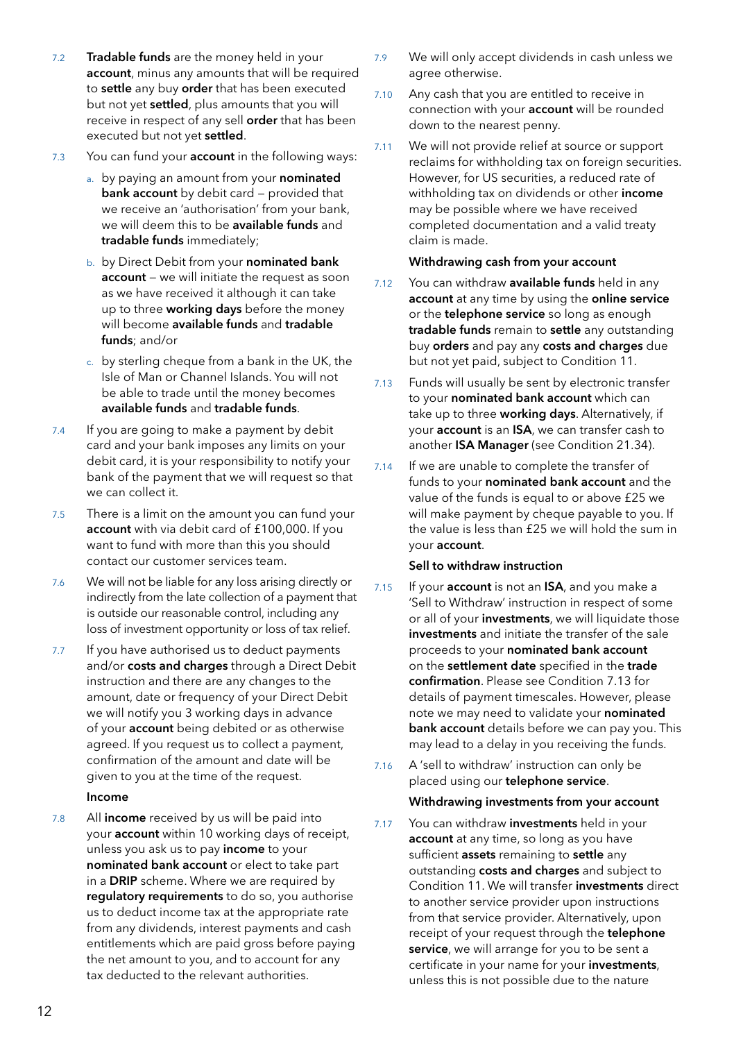7.2 **Tradable funds** are the money held in your **account**, minus any amounts that will be required to **settle** any buy **order** that has been executed but not yet **settled**, plus amounts that you will receive in respect of any sell **order** that has been executed but not yet **settled**.

7.3 You can fund your **account** in the following ways:

a. by paying an amount from your **nominated bank account** by debit card – provided that we receive an 'authorisation' from your bank, we will deem this to be **available funds** and **tradable funds** immediately;

b. by Direct Debit from your **nominated bank account** – we will initiate the request as soon as we have received it although it can take up to three **working days** before the money will become **available funds** and **tradable funds**; and/or

c. by sterling cheque from a bank in the UK, the Isle of Man or Channel Islands. You will not be able to trade until the money becomes **available funds** and **tradable funds**.

7.4 If you are going to make a payment by debit card and your bank imposes any limits on your debit card, it is your responsibility to notify your bank of the payment that we will request so that we can collect it.

7.5 There is a limit on the amount you can fund your **account** with via debit card of £100,000. If you want to fund with more than this you should contact our customer services team.

7.6 We will not be liable for any loss arising directly or indirectly from the late collection of a payment that is outside our reasonable control, including any loss of investment opportunity or loss of tax relief.

7.7 If you have authorised us to deduct payments and/or **costs and charges** through a Direct Debit instruction and there are any changes to the amount, date or frequency of your Direct Debit we will notify you 3 working days in advance of your **account** being debited or as otherwise agreed. If you request us to collect a payment, confirmation of the amount and date will be given to you at the time of the request.

### Income

7.8 All **income** received by us will be paid into your **account** within 10 working days of receipt, unless you ask us to pay **income** to your **nominated bank account** or elect to take part in a **DRIP** scheme. Where we are required by **regulatory requirements** to do so, you authorise us to deduct income tax at the appropriate rate from any dividends, interest payments and cash entitlements which are paid gross before paying the net amount to you, and to account for any tax deducted to the relevant authorities.

7.9 We will only accept dividends in cash unless we agree otherwise.

7.10 Any cash that you are entitled to receive in connection with your **account** will be rounded down to the nearest penny.

7.11 We will not provide relief at source or support reclaims for withholding tax on foreign securities. However, for US securities, a reduced rate of withholding tax on dividends or other **income** may be possible where we have received completed documentation and a valid treaty claim is made.

### Withdrawing cash from your account

7.12 You can withdraw **available funds** held in any **account** at any time by using the **online service** or the **telephone service** so long as enough **tradable funds** remain to **settle** any outstanding buy **orders** and pay any **costs and charges** due but not yet paid, subject to Condition 11.

7.13 Funds will usually be sent by electronic transfer to your **nominated bank account** which can take up to three **working days**. Alternatively, if your **account** is an **ISA**, we can transfer cash to another **ISA Manager** (see Condition 21.34).

7.14 If we are unable to complete the transfer of funds to your **nominated bank account** and the value of the funds is equal to or above £25 we will make payment by cheque payable to you. If the value is less than £25 we will hold the sum in your **account**.

### Sell to withdraw instruction

7.15 If your **account** is not an **ISA**, and you make a 'Sell to Withdraw' instruction in respect of some or all of your **investments**, we will liquidate those **investments** and initiate the transfer of the sale proceeds to your **nominated bank account** on the **settlement date** specified in the **trade confirmation**. Please see Condition 7.13 for details of payment timescales. However, please note we may need to validate your **nominated bank account** details before we can pay you. This may lead to a delay in you receiving the funds.

7.16 A 'sell to withdraw' instruction can only be placed using our **telephone service**.

### Withdrawing investments from your account

7.17 You can withdraw **investments** held in your **account** at any time, so long as you have sufficient **assets** remaining to **settle** any outstanding **costs and charges** and subject to Condition 11. We will transfer **investments** direct to another service provider upon instructions from that service provider. Alternatively, upon receipt of your request through the **telephone service**, we will arrange for you to be sent a certificate in your name for your **investments**, unless this is not possible due to the nature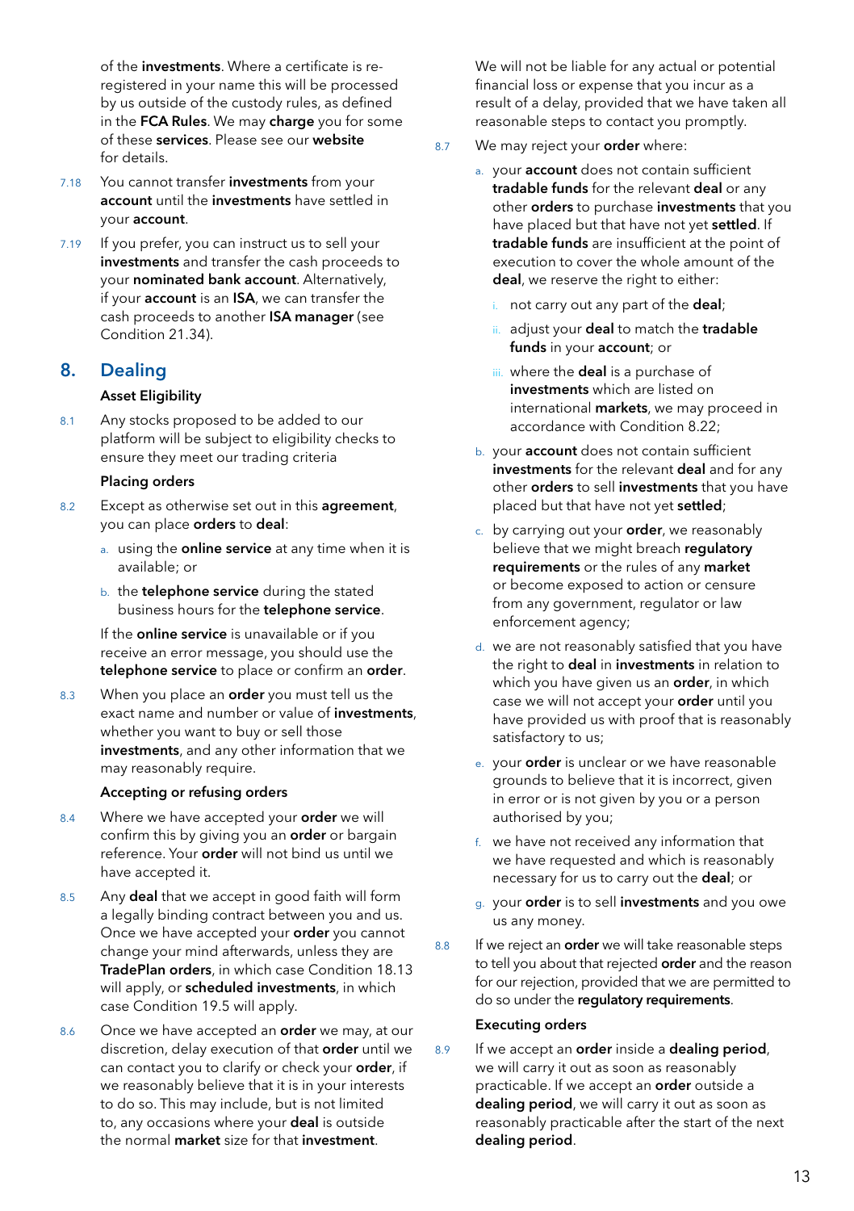of the **investments**. Where a certificate is re-registered in your name this will be processed by us outside of the custody rules, as defined in the **FCA Rules**. We may **charge** you for some of these **services**. Please see our **website** for details.

7.18 You cannot transfer **investments** from your **account** until the **investments** have settled in your **account**.

7.19 If you prefer, you can instruct us to sell your **investments** and transfer the cash proceeds to your **nominated bank account**. Alternatively, if your **account** is an **ISA**, we can transfer the cash proceeds to another **ISA manager** (see Condition 21.34).

## 8. Dealing

### Asset Eligibility

8.1 Any stocks proposed to be added to our platform will be subject to eligibility checks to ensure they meet our trading criteria

### Placing orders

8.2 Except as otherwise set out in this **agreement**, you can place **orders** to **deal**:

a. using the **online service** at any time when it is available; or

b. the **telephone service** during the stated business hours for the **telephone service**.

If the **online service** is unavailable or if you receive an error message, you should use the **telephone service** to place or confirm an **order**.

8.3 When you place an **order** you must tell us the exact name and number or value of **investments**, whether you want to buy or sell those **investments**, and any other information that we may reasonably require.

### Accepting or refusing orders

8.4 Where we have accepted your **order** we will confirm this by giving you an **order** or bargain reference. Your **order** will not bind us until we have accepted it.

8.5 Any **deal** that we accept in good faith will form a legally binding contract between you and us. Once we have accepted your **order** you cannot change your mind afterwards, unless they are **TradePlan orders**, in which case Condition 18.13 will apply, or **scheduled investments**, in which case Condition 19.5 will apply.

8.6 Once we have accepted an **order** we may, at our discretion, delay execution of that **order** until we can contact you to clarify or check your **order**, if we reasonably believe that it is in your interests to do so. This may include, but is not limited to, any occasions where your **deal** is outside the normal **market** size for that **investment**.

We will not be liable for any actual or potential financial loss or expense that you incur as a result of a delay, provided that we have taken all reasonable steps to contact you promptly.

8.7 We may reject your **order** where:

a. your **account** does not contain sufficient **tradable funds** for the relevant **deal** or any other **orders** to purchase **investments** that you have placed but that have not yet **settled**. If **tradable funds** are insufficient at the point of execution to cover the whole amount of the **deal**, we reserve the right to either:

   i. not carry out any part of the **deal**;

   ii. adjust your **deal** to match the **tradable funds** in your **account**; or

   iii. where the **deal** is a purchase of **investments** which are listed on international **markets**, we may proceed in accordance with Condition 8.22;

b. your **account** does not contain sufficient **investments** for the relevant **deal** and for any other **orders** to sell **investments** that you have placed but that have not yet **settled**;

c. by carrying out your **order**, we reasonably believe that we might breach **regulatory requirements** or the rules of any **market** or become exposed to action or censure from any government, regulator or law enforcement agency;

d. we are not reasonably satisfied that you have the right to **deal** in **investments** in relation to which you have given us an **order**, in which case we will not accept your **order** until you have provided us with proof that is reasonably satisfactory to us;

e. your **order** is unclear or we have reasonable grounds to believe that it is incorrect, given in error or is not given by you or a person authorised by you;

f. we have not received any information that we have requested and which is reasonably necessary for us to carry out the **deal**; or

g. your **order** is to sell **investments** and you owe us any money.

8.8 If we reject an **order** we will take reasonable steps to tell you about that rejected **order** and the reason for our rejection, provided that we are permitted to do so under the **regulatory requirements**.

### Executing orders

8.9 If we accept an **order** inside a **dealing period**, we will carry it out as soon as reasonably practicable. If we accept an **order** outside a **dealing period**, we will carry it out as soon as reasonably practicable after the start of the next **dealing period**.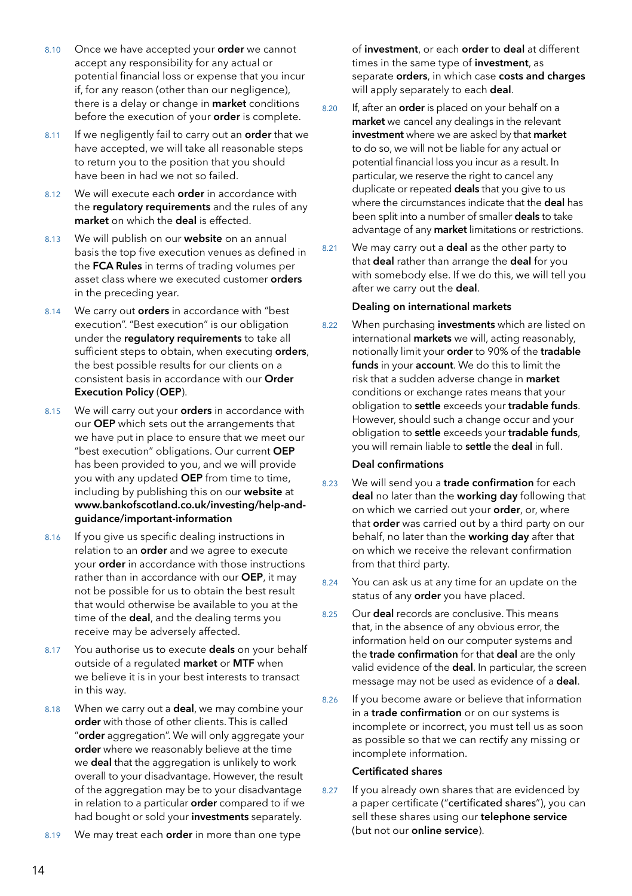8.10 Once we have accepted your **order** we cannot accept any responsibility for any actual or potential financial loss or expense that you incur if, for any reason (other than our negligence), there is a delay or change in **market** conditions before the execution of your **order** is complete.

8.11 If we negligently fail to carry out an **order** that we have accepted, we will take all reasonable steps to return you to the position that you should have been in had we not so failed.

8.12 We will execute each **order** in accordance with the **regulatory requirements** and the rules of any **market** on which the **deal** is effected.

8.13 We will publish on our **website** on an annual basis the top five execution venues as defined in the **FCA Rules** in terms of trading volumes per asset class where we executed customer **orders** in the preceding year.

8.14 We carry out **orders** in accordance with "best execution". "Best execution" is our obligation under the **regulatory requirements** to take all sufficient steps to obtain, when executing **orders**, the best possible results for our clients on a consistent basis in accordance with our **Order Execution Policy** (**OEP**).

8.15 We will carry out your **orders** in accordance with our **OEP** which sets out the arrangements that we have put in place to ensure that we meet our "best execution" obligations. Our current **OEP** has been provided to you, and we will provide you with any updated **OEP** from time to time, including by publishing this on our **website** at **www.bankofscotland.co.uk/investing/help-and-guidance/important-information**

8.16 If you give us specific dealing instructions in relation to an **order** and we agree to execute your **order** in accordance with those instructions rather than in accordance with our **OEP**, it may not be possible for us to obtain the best result that would otherwise be available to you at the time of the **deal**, and the dealing terms you receive may be adversely affected.

8.17 You authorise us to execute **deals** on your behalf outside of a regulated **market** or **MTF** when we believe it is in your best interests to transact in this way.

8.18 When we carry out a **deal**, we may combine your **order** with those of other clients. This is called "**order** aggregation". We will only aggregate your **order** where we reasonably believe at the time we **deal** that the aggregation is unlikely to work overall to your disadvantage. However, the result of the aggregation may be to your disadvantage in relation to a particular **order** compared to if we had bought or sold your **investments** separately.

8.19 We may treat each **order** in more than one type of **investment**, or each **order** to **deal** at different times in the same type of **investment**, as separate **orders**, in which case **costs and charges** will apply separately to each **deal**.

8.20 If, after an **order** is placed on your behalf on a **market** we cancel any dealings in the relevant **investment** where we are asked by that **market** to do so, we will not be liable for any actual or potential financial loss you incur as a result. In particular, we reserve the right to cancel any duplicate or repeated **deals** that you give to us where the circumstances indicate that the **deal** has been split into a number of smaller **deals** to take advantage of any **market** limitations or restrictions.

8.21 We may carry out a **deal** as the other party to that **deal** rather than arrange the **deal** for you with somebody else. If we do this, we will tell you after we carry out the **deal**.

### Dealing on international markets

8.22 When purchasing **investments** which are listed on international **markets** we will, acting reasonably, notionally limit your **order** to 90% of the **tradable funds** in your **account**. We do this to limit the risk that a sudden adverse change in **market** conditions or exchange rates means that your obligation to **settle** exceeds your **tradable funds**. However, should such a change occur and your obligation to **settle** exceeds your **tradable funds**, you will remain liable to **settle** the **deal** in full.

### Deal confirmations

8.23 We will send you a **trade confirmation** for each **deal** no later than the **working day** following that on which we carried out your **order**, or, where that **order** was carried out by a third party on our behalf, no later than the **working day** after that on which we receive the relevant confirmation from that third party.

8.24 You can ask us at any time for an update on the status of any **order** you have placed.

8.25 Our **deal** records are conclusive. This means that, in the absence of any obvious error, the information held on our computer systems and the **trade confirmation** for that **deal** are the only valid evidence of the **deal**. In particular, the screen message may not be used as evidence of a **deal**.

8.26 If you become aware or believe that information in a **trade confirmation** or on our systems is incomplete or incorrect, you must tell us as soon as possible so that we can rectify any missing or incomplete information.

### Certificated shares

8.27 If you already own shares that are evidenced by a paper certificate ("**certificated shares**"), you can sell these shares using our **telephone service** (but not our **online service**).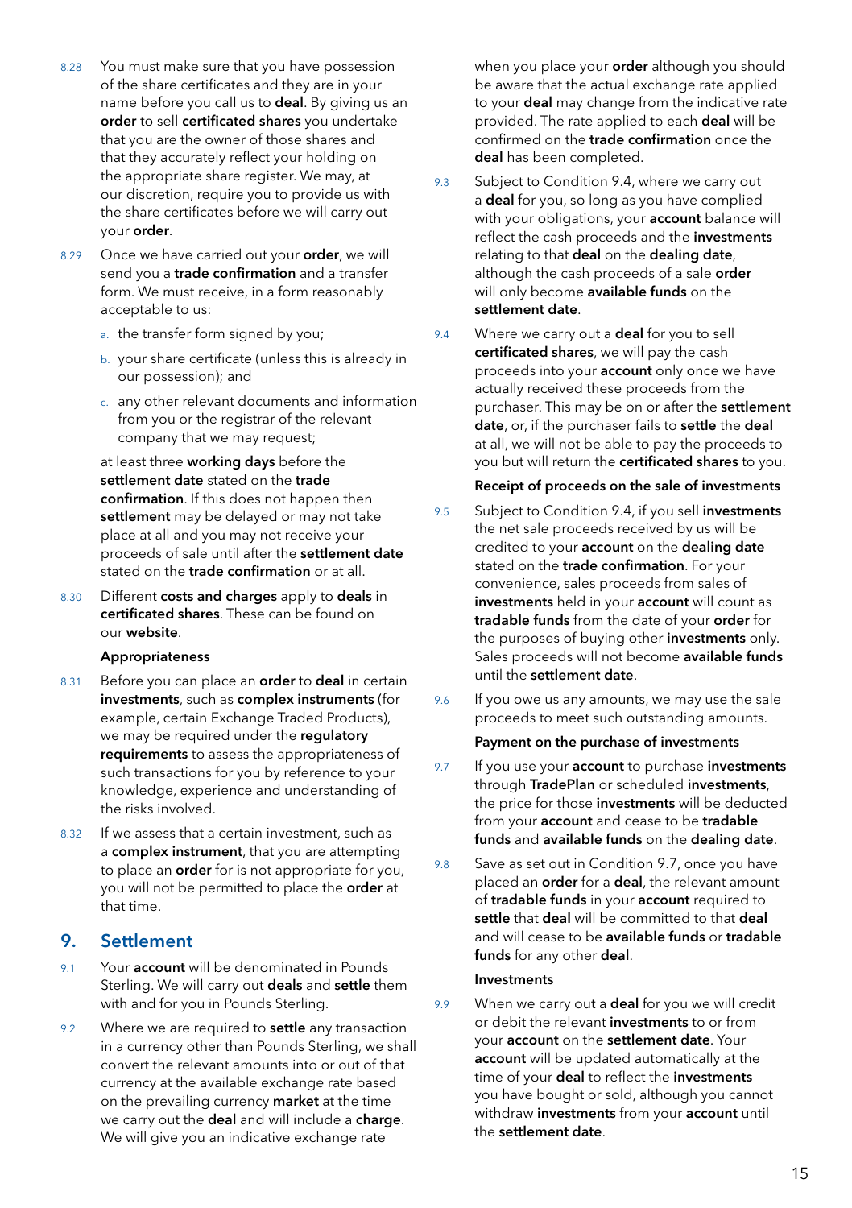8.28 You must make sure that you have possession of the share certificates and they are in your name before you call us to **deal**. By giving us an **order** to sell **certificated shares** you undertake that you are the owner of those shares and that they accurately reflect your holding on the appropriate share register. We may, at our discretion, require you to provide us with the share certificates before we will carry out your **order**.

8.29 Once we have carried out your **order**, we will send you a **trade confirmation** and a transfer form. We must receive, in a form reasonably acceptable to us:

a. the transfer form signed by you;

b. your share certificate (unless this is already in our possession); and

c. any other relevant documents and information from you or the registrar of the relevant company that we may request;

at least three **working days** before the **settlement date** stated on the **trade confirmation**. If this does not happen then **settlement** may be delayed or may not take place at all and you may not receive your proceeds of sale until after the **settlement date** stated on the **trade confirmation** or at all.

8.30 Different **costs and charges** apply to **deals** in **certificated shares**. These can be found on our **website**.

**Appropriateness**

8.31 Before you can place an **order** to **deal** in certain **investments**, such as **complex instruments** (for example, certain Exchange Traded Products), we may be required under the **regulatory requirements** to assess the appropriateness of such transactions for you by reference to your knowledge, experience and understanding of the risks involved.

8.32 If we assess that a certain investment, such as a **complex instrument**, that you are attempting to place an **order** for is not appropriate for you, you will not be permitted to place the **order** at that time.

## 9. Settlement

9.1 Your **account** will be denominated in Pounds Sterling. We will carry out **deals** and **settle** them with and for you in Pounds Sterling.

9.2 Where we are required to **settle** any transaction in a currency other than Pounds Sterling, we shall convert the relevant amounts into or out of that currency at the available exchange rate based on the prevailing currency **market** at the time we carry out the **deal** and will include a **charge**. We will give you an indicative exchange rate when you place your **order** although you should be aware that the actual exchange rate applied to your **deal** may change from the indicative rate provided. The rate applied to each **deal** will be confirmed on the **trade confirmation** once the **deal** has been completed.

9.3 Subject to Condition 9.4, where we carry out a **deal** for you, so long as you have complied with your obligations, your **account** balance will reflect the cash proceeds and the **investments** relating to that **deal** on the **dealing date**, although the cash proceeds of a sale **order** will only become **available funds** on the **settlement date**.

9.4 Where we carry out a **deal** for you to sell **certificated shares**, we will pay the cash proceeds into your **account** only once we have actually received these proceeds from the purchaser. This may be on or after the **settlement date**, or, if the purchaser fails to **settle** the **deal** at all, we will not be able to pay the proceeds to you but will return the **certificated shares** to you.

**Receipt of proceeds on the sale of investments**

9.5 Subject to Condition 9.4, if you sell **investments** the net sale proceeds received by us will be credited to your **account** on the **dealing date** stated on the **trade confirmation**. For your convenience, sales proceeds from sales of **investments** held in your **account** will count as **tradable funds** from the date of your **order** for the purposes of buying other **investments** only. Sales proceeds will not become **available funds** until the **settlement date**.

9.6 If you owe us any amounts, we may use the sale proceeds to meet such outstanding amounts.

**Payment on the purchase of investments**

9.7 If you use your **account** to purchase **investments** through **TradePlan** or scheduled **investments**, the price for those **investments** will be deducted from your **account** and cease to be **tradable funds** and **available funds** on the **dealing date**.

9.8 Save as set out in Condition 9.7, once you have placed an **order** for a **deal**, the relevant amount of **tradable funds** in your **account** required to **settle** that **deal** will be committed to that **deal** and will cease to be **available funds** or **tradable funds** for any other **deal**.

**Investments**

9.9 When we carry out a **deal** for you we will credit or debit the relevant **investments** to or from your **account** on the **settlement date**. Your **account** will be updated automatically at the time of your **deal** to reflect the **investments** you have bought or sold, although you cannot withdraw **investments** from your **account** until the **settlement date**.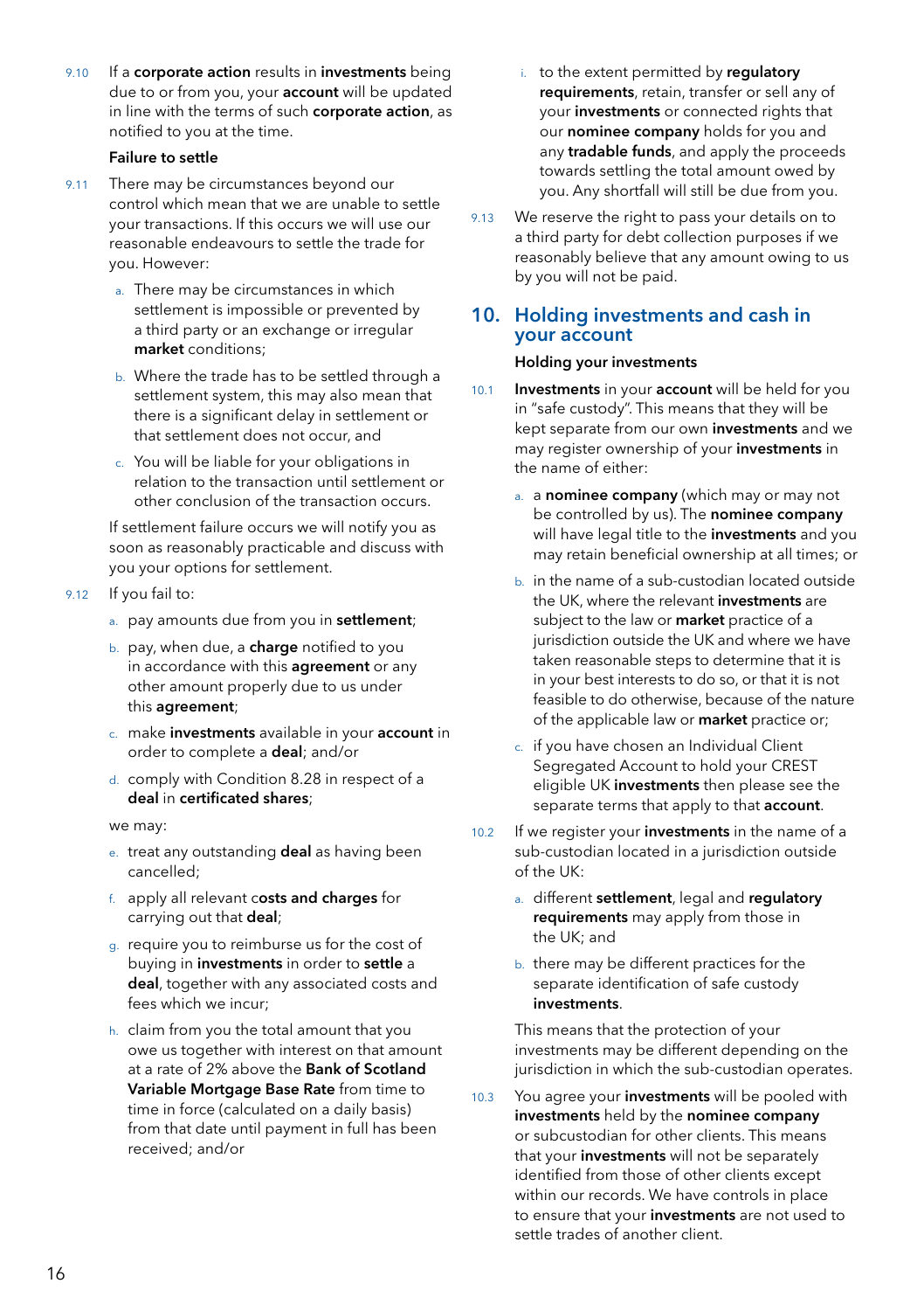9.10 If a **corporate action** results in **investments** being due to or from you, your **account** will be updated in line with the terms of such **corporate action**, as notified to you at the time.

**Failure to settle**

9.11 There may be circumstances beyond our control which mean that we are unable to settle your transactions. If this occurs we will use our reasonable endeavours to settle the trade for you. However:

a. There may be circumstances in which settlement is impossible or prevented by a third party or an exchange or irregular **market** conditions;

b. Where the trade has to be settled through a settlement system, this may also mean that there is a significant delay in settlement or that settlement does not occur, and

c. You will be liable for your obligations in relation to the transaction until settlement or other conclusion of the transaction occurs.

If settlement failure occurs we will notify you as soon as reasonably practicable and discuss with you your options for settlement.

9.12 If you fail to:

a. pay amounts due from you in **settlement**;

b. pay, when due, a **charge** notified to you in accordance with this **agreement** or any other amount properly due to us under this **agreement**;

c. make **investments** available in your **account** in order to complete a **deal**; and/or

d. comply with Condition 8.28 in respect of a **deal** in **certificated shares**;

we may:

e. treat any outstanding **deal** as having been cancelled;

f. apply all relevant c**osts and charges** for carrying out that **deal**;

g. require you to reimburse us for the cost of buying in **investments** in order to **settle** a **deal**, together with any associated costs and fees which we incur;

h. claim from you the total amount that you owe us together with interest on that amount at a rate of 2% above the **Bank of Scotland Variable Mortgage Base Rate** from time to time in force (calculated on a daily basis) from that date until payment in full has been received; and/or

i. to the extent permitted by **regulatory requirements**, retain, transfer or sell any of your **investments** or connected rights that our **nominee company** holds for you and any **tradable funds**, and apply the proceeds towards settling the total amount owed by you. Any shortfall will still be due from you.

9.13 We reserve the right to pass your details on to a third party for debt collection purposes if we reasonably believe that any amount owing to us by you will not be paid.

## 10. Holding investments and cash in your account

**Holding your investments**

10.1 **Investments** in your **account** will be held for you in "safe custody". This means that they will be kept separate from our own **investments** and we may register ownership of your **investments** in the name of either:

a. a **nominee company** (which may or may not be controlled by us). The **nominee company** will have legal title to the **investments** and you may retain beneficial ownership at all times; or

b. in the name of a sub-custodian located outside the UK, where the relevant **investments** are subject to the law or **market** practice of a jurisdiction outside the UK and where we have taken reasonable steps to determine that it is in your best interests to do so, or that it is not feasible to do otherwise, because of the nature of the applicable law or **market** practice or;

c. if you have chosen an Individual Client Segregated Account to hold your CREST eligible UK **investments** then please see the separate terms that apply to that **account**.

10.2 If we register your **investments** in the name of a sub-custodian located in a jurisdiction outside of the UK:

a. different **settlement**, legal and **regulatory requirements** may apply from those in the UK; and

b. there may be different practices for the separate identification of safe custody **investments**.

This means that the protection of your investments may be different depending on the jurisdiction in which the sub-custodian operates.

10.3 You agree your **investments** will be pooled with **investments** held by the **nominee company** or subcustodian for other clients. This means that your **investments** will not be separately identified from those of other clients except within our records. We have controls in place to ensure that your **investments** are not used to settle trades of another client.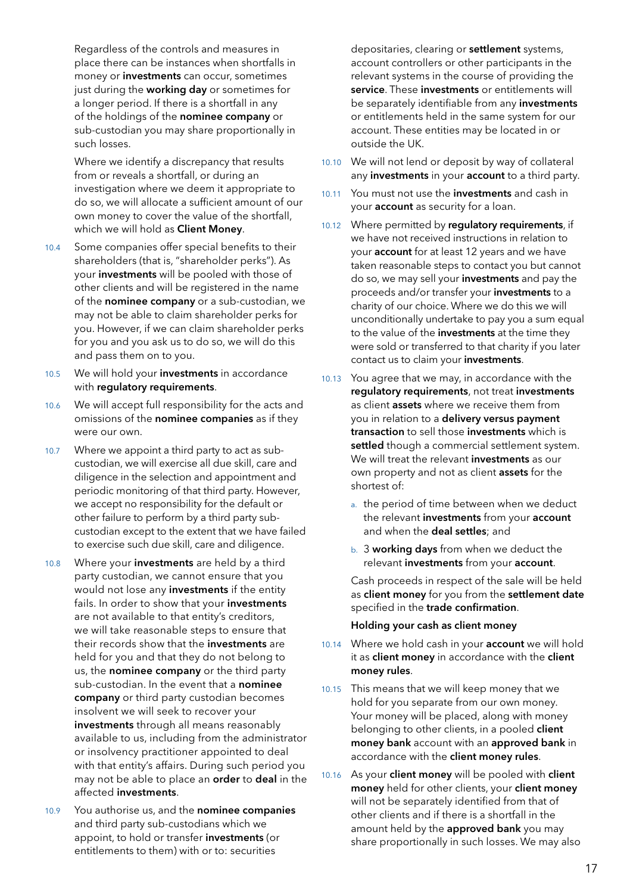Regardless of the controls and measures in place there can be instances when shortfalls in money or **investments** can occur, sometimes just during the **working day** or sometimes for a longer period. If there is a shortfall in any of the holdings of the **nominee company** or sub-custodian you may share proportionally in such losses.

Where we identify a discrepancy that results from or reveals a shortfall, or during an investigation where we deem it appropriate to do so, we will allocate a sufficient amount of our own money to cover the value of the shortfall, which we will hold as **Client Money**.

10.4 Some companies offer special benefits to their shareholders (that is, "shareholder perks"). As your **investments** will be pooled with those of other clients and will be registered in the name of the **nominee company** or a sub-custodian, we may not be able to claim shareholder perks for you. However, if we can claim shareholder perks for you and you ask us to do so, we will do this and pass them on to you.

10.5 We will hold your **investments** in accordance with **regulatory requirements**.

10.6 We will accept full responsibility for the acts and omissions of the **nominee companies** as if they were our own.

10.7 Where we appoint a third party to act as sub-custodian, we will exercise all due skill, care and diligence in the selection and appointment and periodic monitoring of that third party. However, we accept no responsibility for the default or other failure to perform by a third party sub-custodian except to the extent that we have failed to exercise such due skill, care and diligence.

10.8 Where your **investments** are held by a third party custodian, we cannot ensure that you would not lose any **investments** if the entity fails. In order to show that your **investments** are not available to that entity's creditors, we will take reasonable steps to ensure that their records show that the **investments** are held for you and that they do not belong to us, the **nominee company** or the third party sub-custodian. In the event that a **nominee company** or third party custodian becomes insolvent we will seek to recover your **investments** through all means reasonably available to us, including from the administrator or insolvency practitioner appointed to deal with that entity's affairs. During such period you may not be able to place an **order** to **deal** in the affected **investments**.

10.9 You authorise us, and the **nominee companies** and third party sub-custodians which we appoint, to hold or transfer **investments** (or entitlements to them) with or to: securities depositaries, clearing or **settlement** systems, account controllers or other participants in the relevant systems in the course of providing the **service**. These **investments** or entitlements will be separately identifiable from any **investments** or entitlements held in the same system for our account. These entities may be located in or outside the UK.

10.10 We will not lend or deposit by way of collateral any **investments** in your **account** to a third party.

10.11 You must not use the **investments** and cash in your **account** as security for a loan.

10.12 Where permitted by **regulatory requirements**, if we have not received instructions in relation to your **account** for at least 12 years and we have taken reasonable steps to contact you but cannot do so, we may sell your **investments** and pay the proceeds and/or transfer your **investments** to a charity of our choice. Where we do this we will unconditionally undertake to pay you a sum equal to the value of the **investments** at the time they were sold or transferred to that charity if you later contact us to claim your **investments**.

10.13 You agree that we may, in accordance with the **regulatory requirements**, not treat **investments** as client **assets** where we receive them from you in relation to a **delivery versus payment transaction** to sell those **investments** which is **settled** though a commercial settlement system. We will treat the relevant **investments** as our own property and not as client **assets** for the shortest of:

a. the period of time between when we deduct the relevant **investments** from your **account** and when the **deal settles**; and

b. 3 **working days** from when we deduct the relevant **investments** from your **account**.

Cash proceeds in respect of the sale will be held as **client money** for you from the **settlement date** specified in the **trade confirmation**.

**Holding your cash as client money**

10.14 Where we hold cash in your **account** we will hold it as **client money** in accordance with the **client money rules**.

10.15 This means that we will keep money that we hold for you separate from our own money. Your money will be placed, along with money belonging to other clients, in a pooled **client money bank** account with an **approved bank** in accordance with the **client money rules**.

10.16 As your **client money** will be pooled with **client money** held for other clients, your **client money** will not be separately identified from that of other clients and if there is a shortfall in the amount held by the **approved bank** you may share proportionally in such losses. We may also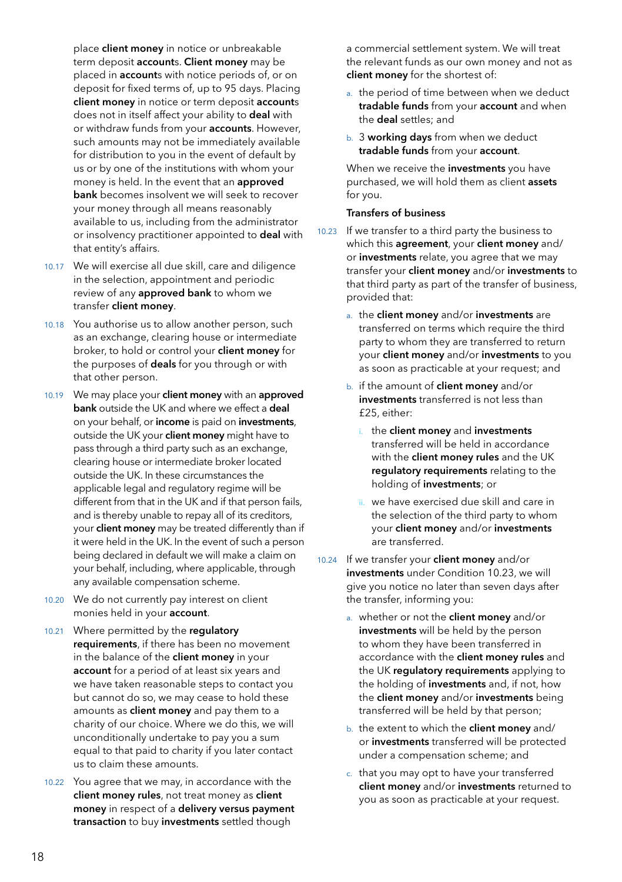place **client money** in notice or unbreakable term deposit **account**s. **Client money** may be placed in **account**s with notice periods of, or on deposit for fixed terms of, up to 95 days. Placing **client money** in notice or term deposit **account**s does not in itself affect your ability to **deal** with or withdraw funds from your **accounts**. However, such amounts may not be immediately available for distribution to you in the event of default by us or by one of the institutions with whom your money is held. In the event that an **approved bank** becomes insolvent we will seek to recover your money through all means reasonably available to us, including from the administrator or insolvency practitioner appointed to **deal** with that entity's affairs.

10.17 We will exercise all due skill, care and diligence in the selection, appointment and periodic review of any **approved bank** to whom we transfer **client money**.

10.18 You authorise us to allow another person, such as an exchange, clearing house or intermediate broker, to hold or control your **client money** for the purposes of **deals** for you through or with that other person.

10.19 We may place your **client money** with an **approved bank** outside the UK and where we effect a **deal** on your behalf, or **income** is paid on **investments**, outside the UK your **client money** might have to pass through a third party such as an exchange, clearing house or intermediate broker located outside the UK. In these circumstances the applicable legal and regulatory regime will be different from that in the UK and if that person fails, and is thereby unable to repay all of its creditors, your **client money** may be treated differently than if it were held in the UK. In the event of such a person being declared in default we will make a claim on your behalf, including, where applicable, through any available compensation scheme.

10.20 We do not currently pay interest on client monies held in your **account**.

10.21 Where permitted by the **regulatory requirements**, if there has been no movement in the balance of the **client money** in your **account** for a period of at least six years and we have taken reasonable steps to contact you but cannot do so, we may cease to hold these amounts as **client money** and pay them to a charity of our choice. Where we do this, we will unconditionally undertake to pay you a sum equal to that paid to charity if you later contact us to claim these amounts.

10.22 You agree that we may, in accordance with the **client money rules**, not treat money as **client money** in respect of a **delivery versus payment transaction** to buy **investments** settled though a commercial settlement system. We will treat the relevant funds as our own money and not as **client money** for the shortest of:

a. the period of time between when we deduct **tradable funds** from your **account** and when the **deal** settles; and

b. 3 **working days** from when we deduct **tradable funds** from your **account**.

When we receive the **investments** you have purchased, we will hold them as client **assets** for you.

**Transfers of business**

10.23 If we transfer to a third party the business to which this **agreement**, your **client money** and/or **investments** relate, you agree that we may transfer your **client money** and/or **investments** to that third party as part of the transfer of business, provided that:

a. the **client money** and/or **investments** are transferred on terms which require the third party to whom they are transferred to return your **client money** and/or **investments** to you as soon as practicable at your request; and

b. if the amount of **client money** and/or **investments** transferred is not less than £25, either:

   i. the **client money** and **investments** transferred will be held in accordance with the **client money rules** and the UK **regulatory requirements** relating to the holding of **investments**; or

   ii. we have exercised due skill and care in the selection of the third party to whom your **client money** and/or **investments** are transferred.

10.24 If we transfer your **client money** and/or **investments** under Condition 10.23, we will give you notice no later than seven days after the transfer, informing you:

a. whether or not the **client money** and/or **investments** will be held by the person to whom they have been transferred in accordance with the **client money rules** and the UK **regulatory requirements** applying to the holding of **investments** and, if not, how the **client money** and/or **investments** being transferred will be held by that person;

b. the extent to which the **client money** and/or **investments** transferred will be protected under a compensation scheme; and

c. that you may opt to have your transferred **client money** and/or **investments** returned to you as soon as practicable at your request.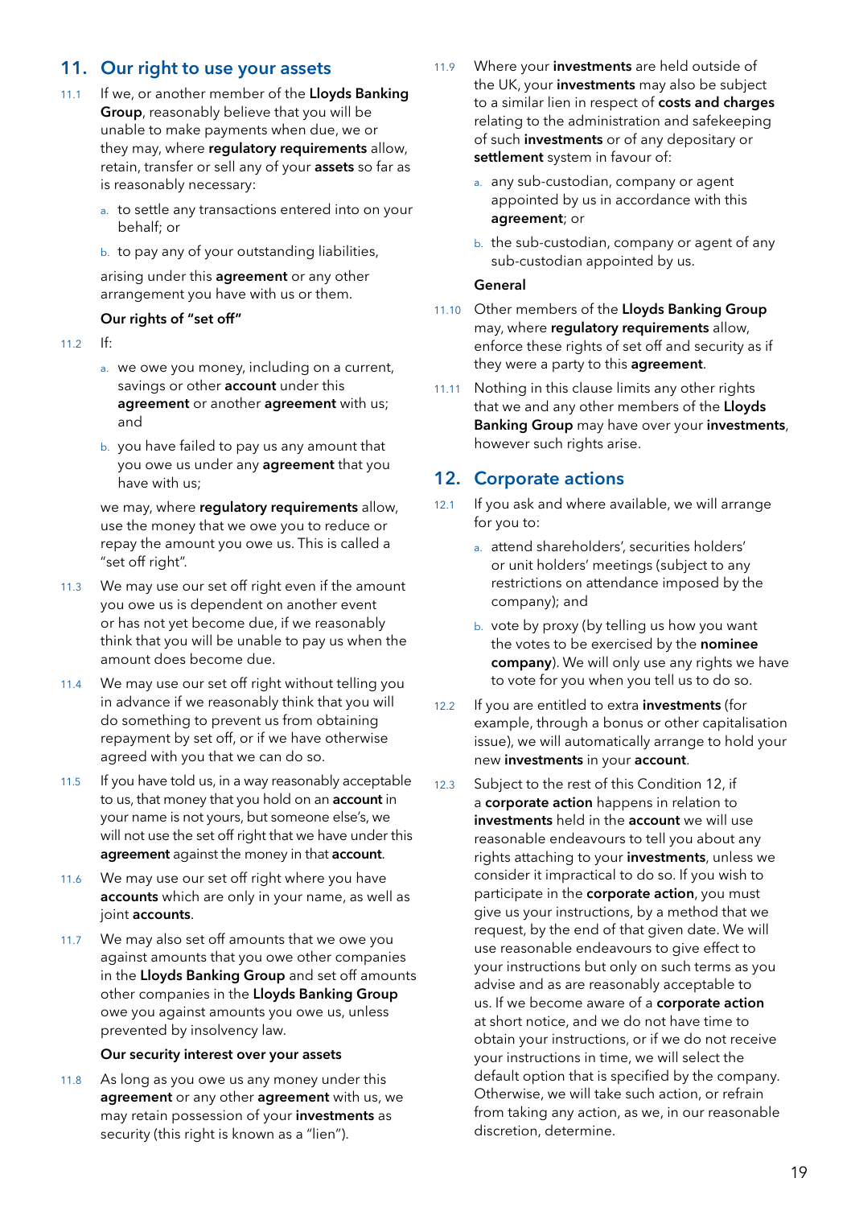## 11. Our right to use your assets

11.1 If we, or another member of the **Lloyds Banking Group**, reasonably believe that you will be unable to make payments when due, we or they may, where **regulatory requirements** allow, retain, transfer or sell any of your **assets** so far as is reasonably necessary:

a. to settle any transactions entered into on your behalf; or

b. to pay any of your outstanding liabilities,

arising under this **agreement** or any other arrangement you have with us or them.

### Our rights of "set off"

11.2 If:

a. we owe you money, including on a current, savings or other **account** under this **agreement** or another **agreement** with us; and

b. you have failed to pay us any amount that you owe us under any **agreement** that you have with us;

we may, where **regulatory requirements** allow, use the money that we owe you to reduce or repay the amount you owe us. This is called a "set off right".

11.3 We may use our set off right even if the amount you owe us is dependent on another event or has not yet become due, if we reasonably think that you will be unable to pay us when the amount does become due.

11.4 We may use our set off right without telling you in advance if we reasonably think that you will do something to prevent us from obtaining repayment by set off, or if we have otherwise agreed with you that we can do so.

11.5 If you have told us, in a way reasonably acceptable to us, that money that you hold on an **account** in your name is not yours, but someone else's, we will not use the set off right that we have under this **agreement** against the money in that **account**.

11.6 We may use our set off right where you have **accounts** which are only in your name, as well as joint **accounts**.

11.7 We may also set off amounts that we owe you against amounts that you owe other companies in the **Lloyds Banking Group** and set off amounts other companies in the **Lloyds Banking Group** owe you against amounts you owe us, unless prevented by insolvency law.

### Our security interest over your assets

11.8 As long as you owe us any money under this **agreement** or any other **agreement** with us, we may retain possession of your **investments** as security (this right is known as a "lien").

11.9 Where your **investments** are held outside of the UK, your **investments** may also be subject to a similar lien in respect of **costs and charges** relating to the administration and safekeeping of such **investments** or of any depositary or **settlement** system in favour of:

a. any sub-custodian, company or agent appointed by us in accordance with this **agreement**; or

b. the sub-custodian, company or agent of any sub-custodian appointed by us.

### General

11.10 Other members of the **Lloyds Banking Group** may, where **regulatory requirements** allow, enforce these rights of set off and security as if they were a party to this **agreement**.

11.11 Nothing in this clause limits any other rights that we and any other members of the **Lloyds Banking Group** may have over your **investments**, however such rights arise.

## 12. Corporate actions

12.1 If you ask and where available, we will arrange for you to:

a. attend shareholders', securities holders' or unit holders' meetings (subject to any restrictions on attendance imposed by the company); and

b. vote by proxy (by telling us how you want the votes to be exercised by the **nominee company**). We will only use any rights we have to vote for you when you tell us to do so.

12.2 If you are entitled to extra **investments** (for example, through a bonus or other capitalisation issue), we will automatically arrange to hold your new **investments** in your **account**.

12.3 Subject to the rest of this Condition 12, if a **corporate action** happens in relation to **investments** held in the **account** we will use reasonable endeavours to tell you about any rights attaching to your **investments**, unless we consider it impractical to do so. If you wish to participate in the **corporate action**, you must give us your instructions, by a method that we request, by the end of that given date. We will use reasonable endeavours to give effect to your instructions but only on such terms as you advise and as are reasonably acceptable to us. If we become aware of a **corporate action** at short notice, and we do not have time to obtain your instructions, or if we do not receive your instructions in time, we will select the default option that is specified by the company. Otherwise, we will take such action, or refrain from taking any action, as we, in our reasonable discretion, determine.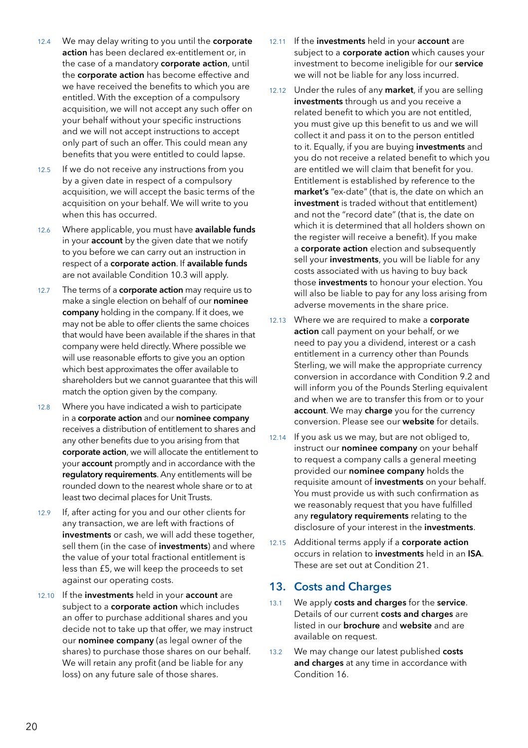12.4 We may delay writing to you until the **corporate action** has been declared ex-entitlement or, in the case of a mandatory **corporate action**, until the **corporate action** has become effective and we have received the benefits to which you are entitled. With the exception of a compulsory acquisition, we will not accept any such offer on your behalf without your specific instructions and we will not accept instructions to accept only part of such an offer. This could mean any benefits that you were entitled to could lapse.

12.5 If we do not receive any instructions from you by a given date in respect of a compulsory acquisition, we will accept the basic terms of the acquisition on your behalf. We will write to you when this has occurred.

12.6 Where applicable, you must have **available funds** in your **account** by the given date that we notify to you before we can carry out an instruction in respect of a **corporate action**. If **available funds** are not available Condition 10.3 will apply.

12.7 The terms of a **corporate action** may require us to make a single election on behalf of our **nominee company** holding in the company. If it does, we may not be able to offer clients the same choices that would have been available if the shares in that company were held directly. Where possible we will use reasonable efforts to give you an option which best approximates the offer available to shareholders but we cannot guarantee that this will match the option given by the company.

12.8 Where you have indicated a wish to participate in a **corporate action** and our **nominee company** receives a distribution of entitlement to shares and any other benefits due to you arising from that **corporate action**, we will allocate the entitlement to your **account** promptly and in accordance with the **regulatory requirements**. Any entitlements will be rounded down to the nearest whole share or to at least two decimal places for Unit Trusts.

12.9 If, after acting for you and our other clients for any transaction, we are left with fractions of **investments** or cash, we will add these together, sell them (in the case of **investments**) and where the value of your total fractional entitlement is less than £5, we will keep the proceeds to set against our operating costs.

12.10 If the **investments** held in your **account** are subject to a **corporate action** which includes an offer to purchase additional shares and you decide not to take up that offer, we may instruct our **nominee company** (as legal owner of the shares) to purchase those shares on our behalf. We will retain any profit (and be liable for any loss) on any future sale of those shares.

12.11 If the **investments** held in your **account** are subject to a **corporate action** which causes your investment to become ineligible for our **service** we will not be liable for any loss incurred.

12.12 Under the rules of any **market**, if you are selling **investments** through us and you receive a related benefit to which you are not entitled, you must give up this benefit to us and we will collect it and pass it on to the person entitled to it. Equally, if you are buying **investments** and you do not receive a related benefit to which you are entitled we will claim that benefit for you. Entitlement is established by reference to the **market's** "ex-date" (that is, the date on which an **investment** is traded without that entitlement) and not the "record date" (that is, the date on which it is determined that all holders shown on the register will receive a benefit). If you make a **corporate action** election and subsequently sell your **investments**, you will be liable for any costs associated with us having to buy back those **investments** to honour your election. You will also be liable to pay for any loss arising from adverse movements in the share price.

12.13 Where we are required to make a **corporate action** call payment on your behalf, or we need to pay you a dividend, interest or a cash entitlement in a currency other than Pounds Sterling, we will make the appropriate currency conversion in accordance with Condition 9.2 and will inform you of the Pounds Sterling equivalent and when we are to transfer this from or to your **account**. We may **charge** you for the currency conversion. Please see our **website** for details.

12.14 If you ask us we may, but are not obliged to, instruct our **nominee company** on your behalf to request a company calls a general meeting provided our **nominee company** holds the requisite amount of **investments** on your behalf. You must provide us with such confirmation as we reasonably request that you have fulfilled any **regulatory requirements** relating to the disclosure of your interest in the **investments**.

12.15 Additional terms apply if a **corporate action** occurs in relation to **investments** held in an **ISA**. These are set out at Condition 21.

## 13. Costs and Charges

13.1 We apply **costs and charges** for the **service**. Details of our current **costs and charges** are listed in our **brochure** and **website** and are available on request.

13.2 We may change our latest published **costs and charges** at any time in accordance with Condition 16.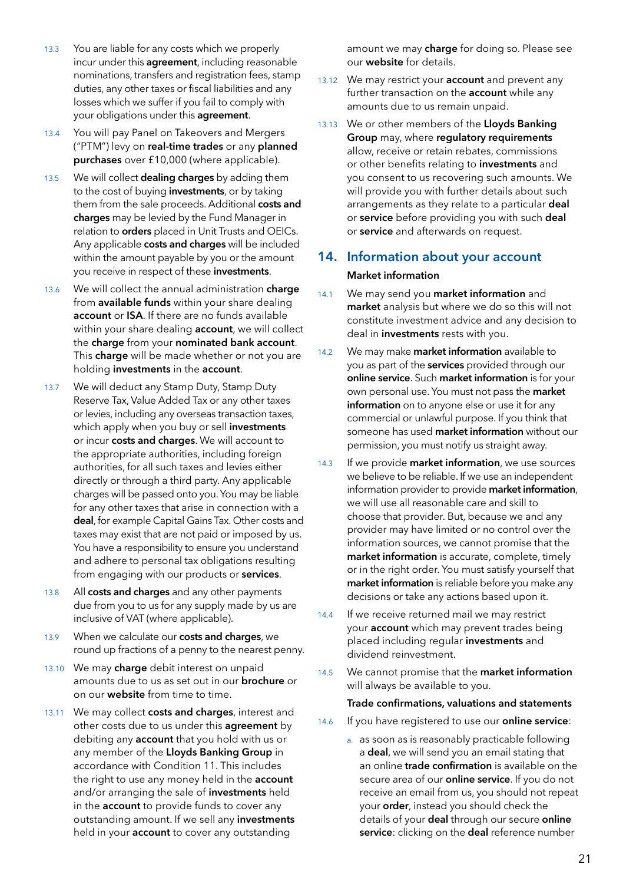13.3 You are liable for any costs which we properly incur under this **agreement**, including reasonable nominations, transfers and registration fees, stamp duties, any other taxes or fiscal liabilities and any losses which we suffer if you fail to comply with your obligations under this **agreement**.

13.4 You will pay Panel on Takeovers and Mergers ("PTM") levy on **real-time trades** or any **planned purchases** over £10,000 (where applicable).

13.5 We will collect **dealing charges** by adding them to the cost of buying **investments**, or by taking them from the sale proceeds. Additional **costs and charges** may be levied by the Fund Manager in relation to **orders** placed in Unit Trusts and OEICs. Any applicable **costs and charges** will be included within the amount payable by you or the amount you receive in respect of these **investments**.

13.6 We will collect the annual administration **charge** from **available funds** within your share dealing **account** or **ISA**. If there are no funds available within your share dealing **account**, we will collect the **charge** from your **nominated bank account**. This **charge** will be made whether or not you are holding **investments** in the **account**.

13.7 We will deduct any Stamp Duty, Stamp Duty Reserve Tax, Value Added Tax or any other taxes or levies, including any overseas transaction taxes, which apply when you buy or sell **investments** or incur **costs and charges**. We will account to the appropriate authorities, including foreign authorities, for all such taxes and levies either directly or through a third party. Any applicable charges will be passed onto you. You may be liable for any other taxes that arise in connection with a **deal**, for example Capital Gains Tax. Other costs and taxes may exist that are not paid or imposed by us. You have a responsibility to ensure you understand and adhere to personal tax obligations resulting from engaging with our products or **services**.

13.8 All **costs and charges** and any other payments due from you to us for any supply made by us are inclusive of VAT (where applicable).

13.9 When we calculate our **costs and charges**, we round up fractions of a penny to the nearest penny.

13.10 We may **charge** debit interest on unpaid amounts due to us as set out in our **brochure** or on our **website** from time to time.

13.11 We may collect **costs and charges**, interest and other costs due to us under this **agreement** by debiting any **account** that you hold with us or any member of the **Lloyds Banking Group** in accordance with Condition 11. This includes the right to use any money held in the **account** and/or arranging the sale of **investments** held in the **account** to provide funds to cover any outstanding amount. If we sell any **investments** held in your **account** to cover any outstanding amount we may **charge** for doing so. Please see our **website** for details.

13.12 We may restrict your **account** and prevent any further transaction on the **account** while any amounts due to us remain unpaid.

13.13 We or other members of the **Lloyds Banking Group** may, where **regulatory requirements** allow, receive or retain rebates, commissions or other benefits relating to **investments** and you consent to us recovering such amounts. We will provide you with further details about such arrangements as they relate to a particular **deal** or **service** before providing you with such **deal** or **service** and afterwards on request.

## 14. Information about your account

### Market information

14.1 We may send you **market information** and **market** analysis but where we do so this will not constitute investment advice and any decision to deal in **investments** rests with you.

14.2 We may make **market information** available to you as part of the **services** provided through our **online service**. Such **market information** is for your own personal use. You must not pass the **market information** on to anyone else or use it for any commercial or unlawful purpose. If you think that someone has used **market information** without our permission, you must notify us straight away.

14.3 If we provide **market information**, we use sources we believe to be reliable. If we use an independent information provider to provide **market information**, we will use all reasonable care and skill to choose that provider. But, because we and any provider may have limited or no control over the information sources, we cannot promise that the **market information** is accurate, complete, timely or in the right order. You must satisfy yourself that **market information** is reliable before you make any decisions or take any actions based upon it.

14.4 If we receive returned mail we may restrict your **account** which may prevent trades being placed including regular **investments** and dividend reinvestment.

14.5 We cannot promise that the **market information** will always be available to you.

### Trade confirmations, valuations and statements

14.6 If you have registered to use our **online service**:

a. as soon as is reasonably practicable following a **deal**, we will send you an email stating that an online **trade confirmation** is available on the secure area of our **online service**. If you do not receive an email from us, you should not repeat your **order**, instead you should check the details of your **deal** through our secure **online service**: clicking on the **deal** reference number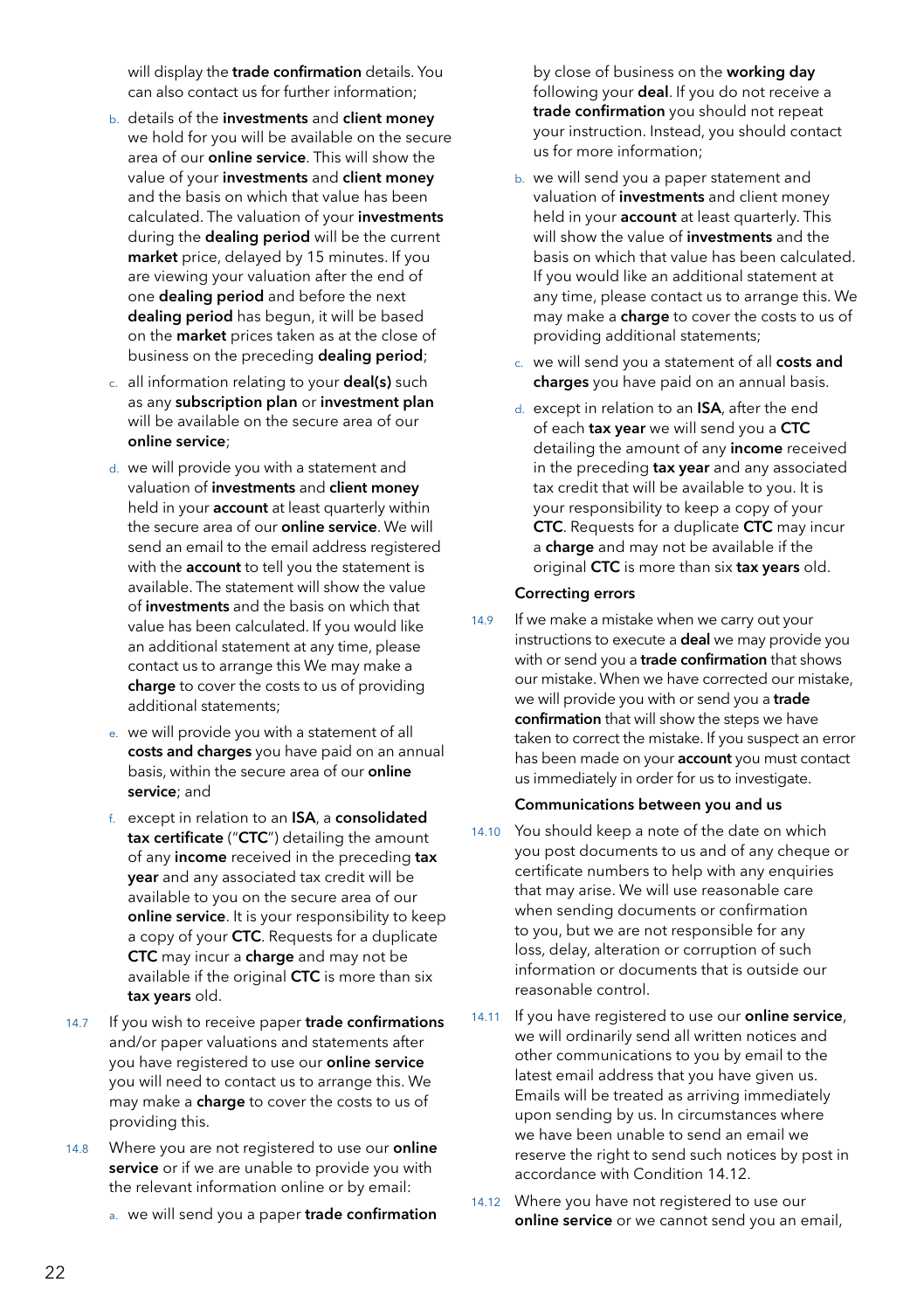will display the **trade confirmation** details. You can also contact us for further information;

b. details of the **investments** and **client money** we hold for you will be available on the secure area of our **online service**. This will show the value of your **investments** and **client money** and the basis on which that value has been calculated. The valuation of your **investments** during the **dealing period** will be the current **market** price, delayed by 15 minutes. If you are viewing your valuation after the end of one **dealing period** and before the next **dealing period** has begun, it will be based on the **market** prices taken as at the close of business on the preceding **dealing period**;

c. all information relating to your **deal(s)** such as any **subscription plan** or **investment plan** will be available on the secure area of our **online service**;

d. we will provide you with a statement and valuation of **investments** and **client money** held in your **account** at least quarterly within the secure area of our **online service**. We will send an email to the email address registered with the **account** to tell you the statement is available. The statement will show the value of **investments** and the basis on which that value has been calculated. If you would like an additional statement at any time, please contact us to arrange this We may make a **charge** to cover the costs to us of providing additional statements;

e. we will provide you with a statement of all **costs and charges** you have paid on an annual basis, within the secure area of our **online service**; and

f. except in relation to an **ISA**, a **consolidated tax certificate** ("**CTC**") detailing the amount of any **income** received in the preceding **tax year** and any associated tax credit will be available to you on the secure area of our **online service**. It is your responsibility to keep a copy of your **CTC**. Requests for a duplicate **CTC** may incur a **charge** and may not be available if the original **CTC** is more than six **tax years** old.

14.7 If you wish to receive paper **trade confirmations** and/or paper valuations and statements after you have registered to use our **online service** you will need to contact us to arrange this. We may make a **charge** to cover the costs to us of providing this.

14.8 Where you are not registered to use our **online service** or if we are unable to provide you with the relevant information online or by email:

a. we will send you a paper **trade confirmation** by close of business on the **working day** following your **deal**. If you do not receive a **trade confirmation** you should not repeat your instruction. Instead, you should contact us for more information;

b. we will send you a paper statement and valuation of **investments** and client money held in your **account** at least quarterly. This will show the value of **investments** and the basis on which that value has been calculated. If you would like an additional statement at any time, please contact us to arrange this. We may make a **charge** to cover the costs to us of providing additional statements;

c. we will send you a statement of all **costs and charges** you have paid on an annual basis.

d. except in relation to an **ISA**, after the end of each **tax year** we will send you a **CTC** detailing the amount of any **income** received in the preceding **tax year** and any associated tax credit that will be available to you. It is your responsibility to keep a copy of your **CTC**. Requests for a duplicate **CTC** may incur a **charge** and may not be available if the original **CTC** is more than six **tax years** old.

**Correcting errors**

14.9 If we make a mistake when we carry out your instructions to execute a **deal** we may provide you with or send you a **trade confirmation** that shows our mistake. When we have corrected our mistake, we will provide you with or send you a **trade confirmation** that will show the steps we have taken to correct the mistake. If you suspect an error has been made on your **account** you must contact us immediately in order for us to investigate.

**Communications between you and us**

14.10 You should keep a note of the date on which you post documents to us and of any cheque or certificate numbers to help with any enquiries that may arise. We will use reasonable care when sending documents or confirmation to you, but we are not responsible for any loss, delay, alteration or corruption of such information or documents that is outside our reasonable control.

14.11 If you have registered to use our **online service**, we will ordinarily send all written notices and other communications to you by email to the latest email address that you have given us. Emails will be treated as arriving immediately upon sending by us. In circumstances where we have been unable to send an email we reserve the right to send such notices by post in accordance with Condition 14.12.

14.12 Where you have not registered to use our **online service** or we cannot send you an email,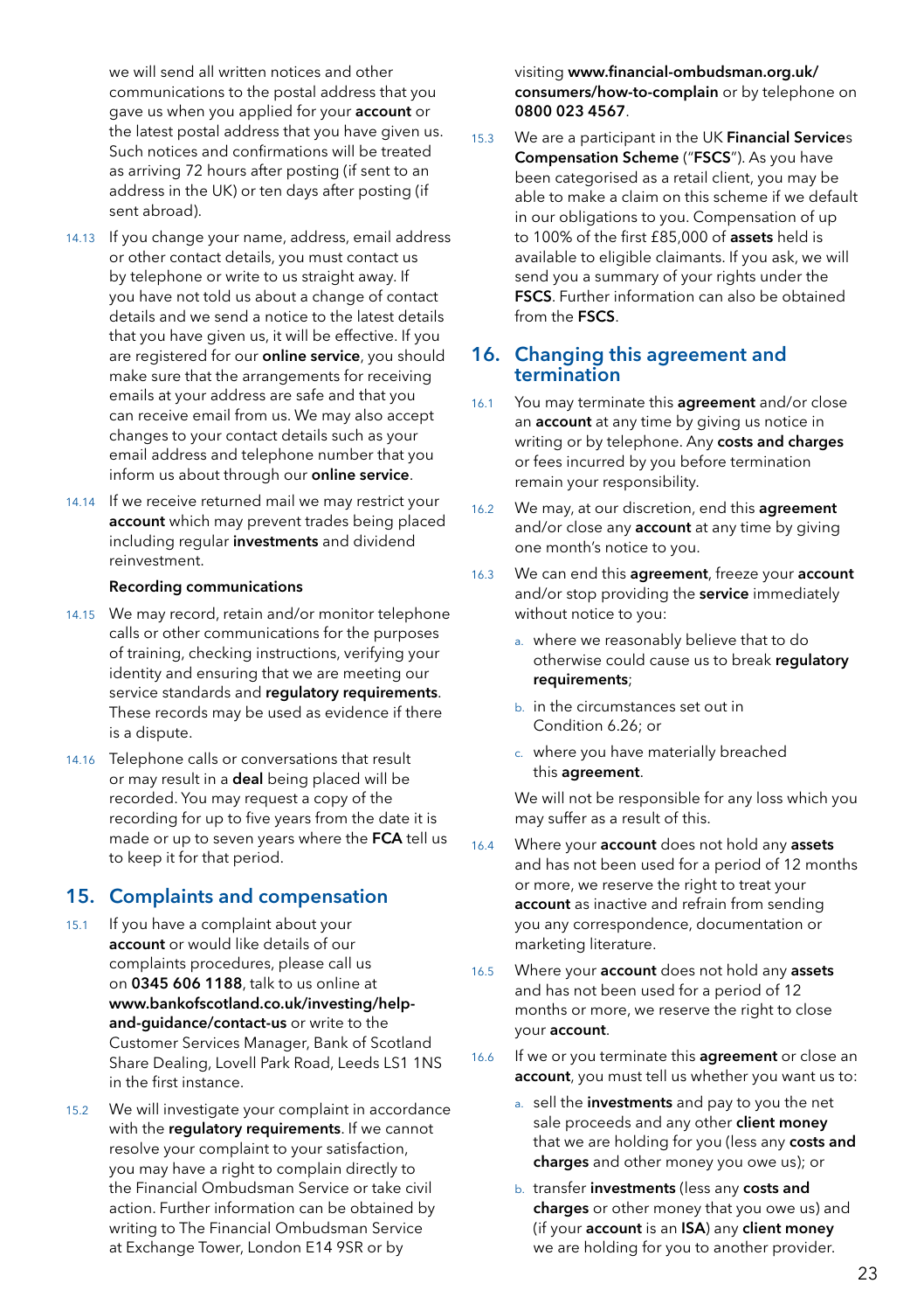we will send all written notices and other communications to the postal address that you gave us when you applied for your **account** or the latest postal address that you have given us. Such notices and confirmations will be treated as arriving 72 hours after posting (if sent to an address in the UK) or ten days after posting (if sent abroad).

14.13 If you change your name, address, email address or other contact details, you must contact us by telephone or write to us straight away. If you have not told us about a change of contact details and we send a notice to the latest details that you have given us, it will be effective. If you are registered for our **online service**, you should make sure that the arrangements for receiving emails at your address are safe and that you can receive email from us. We may also accept changes to your contact details such as your email address and telephone number that you inform us about through our **online service**.

14.14 If we receive returned mail we may restrict your **account** which may prevent trades being placed including regular **investments** and dividend reinvestment.

**Recording communications**

14.15 We may record, retain and/or monitor telephone calls or other communications for the purposes of training, checking instructions, verifying your identity and ensuring that we are meeting our service standards and **regulatory requirements**. These records may be used as evidence if there is a dispute.

14.16 Telephone calls or conversations that result or may result in a **deal** being placed will be recorded. You may request a copy of the recording for up to five years from the date it is made or up to seven years where the **FCA** tell us to keep it for that period.

## 15. Complaints and compensation

15.1 If you have a complaint about your **account** or would like details of our complaints procedures, please call us on **0345 606 1188**, talk to us online at **www.bankofscotland.co.uk/investing/help-and-guidance/contact-us** or write to the Customer Services Manager, Bank of Scotland Share Dealing, Lovell Park Road, Leeds LS1 1NS in the first instance.

15.2 We will investigate your complaint in accordance with the **regulatory requirements**. If we cannot resolve your complaint to your satisfaction, you may have a right to complain directly to the Financial Ombudsman Service or take civil action. Further information can be obtained by writing to The Financial Ombudsman Service at Exchange Tower, London E14 9SR or by visiting **www.financial-ombudsman.org.uk/consumers/how-to-complain** or by telephone on **0800 023 4567**.

15.3 We are a participant in the UK **Financial Services Compensation Scheme** ("**FSCS**"). As you have been categorised as a retail client, you may be able to make a claim on this scheme if we default in our obligations to you. Compensation of up to 100% of the first £85,000 of **assets** held is available to eligible claimants. If you ask, we will send you a summary of your rights under the **FSCS**. Further information can also be obtained from the **FSCS**.

## 16. Changing this agreement and termination

16.1 You may terminate this **agreement** and/or close an **account** at any time by giving us notice in writing or by telephone. Any **costs and charges** or fees incurred by you before termination remain your responsibility.

16.2 We may, at our discretion, end this **agreement** and/or close any **account** at any time by giving one month's notice to you.

16.3 We can end this **agreement**, freeze your **account** and/or stop providing the **service** immediately without notice to you:

a. where we reasonably believe that to do otherwise could cause us to break **regulatory requirements**;

b. in the circumstances set out in Condition 6.26; or

c. where you have materially breached this **agreement**.

We will not be responsible for any loss which you may suffer as a result of this.

16.4 Where your **account** does not hold any **assets** and has not been used for a period of 12 months or more, we reserve the right to treat your **account** as inactive and refrain from sending you any correspondence, documentation or marketing literature.

16.5 Where your **account** does not hold any **assets** and has not been used for a period of 12 months or more, we reserve the right to close your **account**.

16.6 If we or you terminate this **agreement** or close an **account**, you must tell us whether you want us to:

a. sell the **investments** and pay to you the net sale proceeds and any other **client money** that we are holding for you (less any **costs and charges** and other money you owe us); or

b. transfer **investments** (less any **costs and charges** or other money that you owe us) and (if your **account** is an **ISA**) any **client money** we are holding for you to another provider.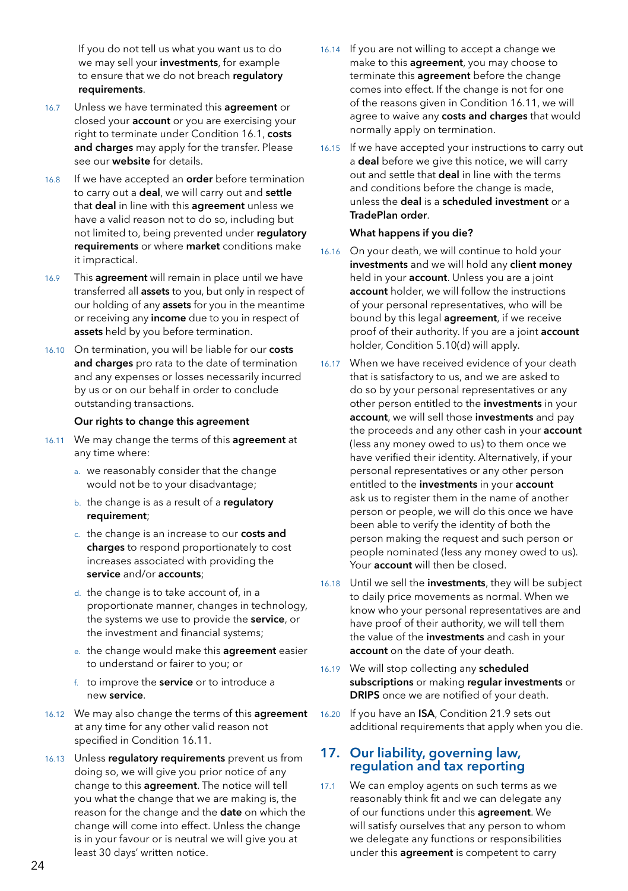If you do not tell us what you want us to do we may sell your **investments**, for example to ensure that we do not breach **regulatory requirements**.

16.7 Unless we have terminated this **agreement** or closed your **account** or you are exercising your right to terminate under Condition 16.1, **costs and charges** may apply for the transfer. Please see our **website** for details.

16.8 If we have accepted an **order** before termination to carry out a **deal**, we will carry out and **settle** that **deal** in line with this **agreement** unless we have a valid reason not to do so, including but not limited to, being prevented under **regulatory requirements** or where **market** conditions make it impractical.

16.9 This **agreement** will remain in place until we have transferred all **assets** to you, but only in respect of our holding of any **assets** for you in the meantime or receiving any **income** due to you in respect of **assets** held by you before termination.

16.10 On termination, you will be liable for our **costs and charges** pro rata to the date of termination and any expenses or losses necessarily incurred by us or on our behalf in order to conclude outstanding transactions.

**Our rights to change this agreement**

16.11 We may change the terms of this **agreement** at any time where:

a. we reasonably consider that the change would not be to your disadvantage;

b. the change is as a result of a **regulatory requirement**;

c. the change is an increase to our **costs and charges** to respond proportionately to cost increases associated with providing the **service** and/or **accounts**;

d. the change is to take account of, in a proportionate manner, changes in technology, the systems we use to provide the **service**, or the investment and financial systems;

e. the change would make this **agreement** easier to understand or fairer to you; or

f. to improve the **service** or to introduce a new **service**.

16.12 We may also change the terms of this **agreement** at any time for any other valid reason not specified in Condition 16.11.

16.13 Unless **regulatory requirements** prevent us from doing so, we will give you prior notice of any change to this **agreement**. The notice will tell you what the change that we are making is, the reason for the change and the **date** on which the change will come into effect. Unless the change is in your favour or is neutral we will give you at least 30 days' written notice.

16.14 If you are not willing to accept a change we make to this **agreement**, you may choose to terminate this **agreement** before the change comes into effect. If the change is not for one of the reasons given in Condition 16.11, we will agree to waive any **costs and charges** that would normally apply on termination.

16.15 If we have accepted your instructions to carry out a **deal** before we give this notice, we will carry out and settle that **deal** in line with the terms and conditions before the change is made, unless the **deal** is a **scheduled investment** or a **TradePlan order**.

**What happens if you die?**

16.16 On your death, we will continue to hold your **investments** and we will hold any **client money** held in your **account**. Unless you are a joint **account** holder, we will follow the instructions of your personal representatives, who will be bound by this legal **agreement**, if we receive proof of their authority. If you are a joint **account** holder, Condition 5.10(d) will apply.

16.17 When we have received evidence of your death that is satisfactory to us, and we are asked to do so by your personal representatives or any other person entitled to the **investments** in your **account**, we will sell those **investments** and pay the proceeds and any other cash in your **account** (less any money owed to us) to them once we have verified their identity. Alternatively, if your personal representatives or any other person entitled to the **investments** in your **account** ask us to register them in the name of another person or people, we will do this once we have been able to verify the identity of both the person making the request and such person or people nominated (less any money owed to us). Your **account** will then be closed.

16.18 Until we sell the **investments**, they will be subject to daily price movements as normal. When we know who your personal representatives are and have proof of their authority, we will tell them the value of the **investments** and cash in your **account** on the date of your death.

16.19 We will stop collecting any **scheduled subscriptions** or making **regular investments** or **DRIPS** once we are notified of your death.

16.20 If you have an **ISA**, Condition 21.9 sets out additional requirements that apply when you die.

## 17. Our liability, governing law, regulation and tax reporting

17.1 We can employ agents on such terms as we reasonably think fit and we can delegate any of our functions under this **agreement**. We will satisfy ourselves that any person to whom we delegate any functions or responsibilities under this **agreement** is competent to carry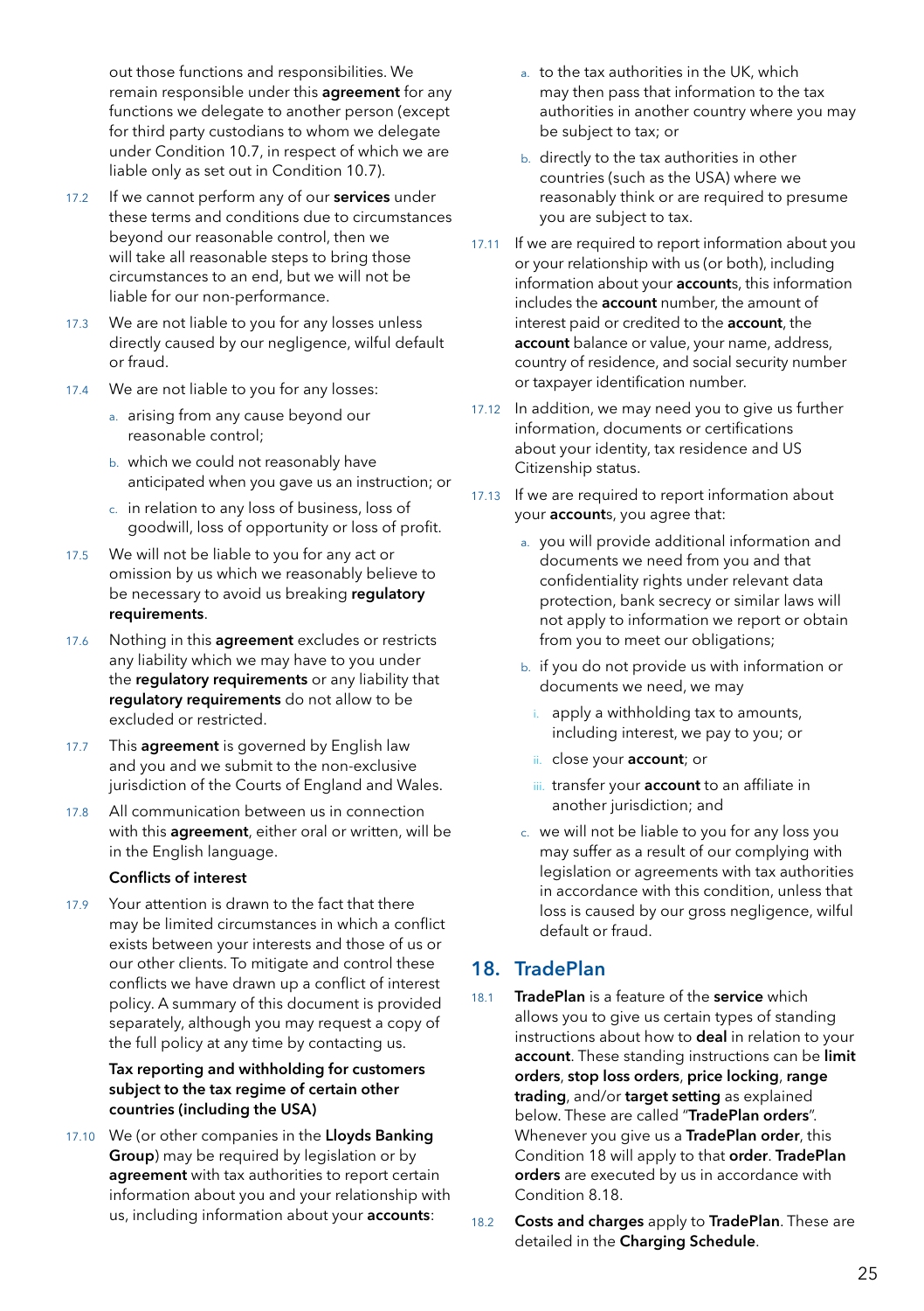out those functions and responsibilities. We remain responsible under this **agreement** for any functions we delegate to another person (except for third party custodians to whom we delegate under Condition 10.7, in respect of which we are liable only as set out in Condition 10.7).

17.2 If we cannot perform any of our **services** under these terms and conditions due to circumstances beyond our reasonable control, then we will take all reasonable steps to bring those circumstances to an end, but we will not be liable for our non-performance.

17.3 We are not liable to you for any losses unless directly caused by our negligence, wilful default or fraud.

17.4 We are not liable to you for any losses:

a. arising from any cause beyond our reasonable control;

b. which we could not reasonably have anticipated when you gave us an instruction; or

c. in relation to any loss of business, loss of goodwill, loss of opportunity or loss of profit.

17.5 We will not be liable to you for any act or omission by us which we reasonably believe to be necessary to avoid us breaking **regulatory requirements**.

17.6 Nothing in this **agreement** excludes or restricts any liability which we may have to you under the **regulatory requirements** or any liability that **regulatory requirements** do not allow to be excluded or restricted.

17.7 This **agreement** is governed by English law and you and we submit to the non-exclusive jurisdiction of the Courts of England and Wales.

17.8 All communication between us in connection with this **agreement**, either oral or written, will be in the English language.

**Conflicts of interest**

17.9 Your attention is drawn to the fact that there may be limited circumstances in which a conflict exists between your interests and those of us or our other clients. To mitigate and control these conflicts we have drawn up a conflict of interest policy. A summary of this document is provided separately, although you may request a copy of the full policy at any time by contacting us.

**Tax reporting and withholding for customers subject to the tax regime of certain other countries (including the USA)**

17.10 We (or other companies in the **Lloyds Banking Group**) may be required by legislation or by **agreement** with tax authorities to report certain information about you and your relationship with us, including information about your **accounts**:

a. to the tax authorities in the UK, which may then pass that information to the tax authorities in another country where you may be subject to tax; or

b. directly to the tax authorities in other countries (such as the USA) where we reasonably think or are required to presume you are subject to tax.

17.11 If we are required to report information about you or your relationship with us (or both), including information about your **account**s, this information includes the **account** number, the amount of interest paid or credited to the **account**, the **account** balance or value, your name, address, country of residence, and social security number or taxpayer identification number.

17.12 In addition, we may need you to give us further information, documents or certifications about your identity, tax residence and US Citizenship status.

17.13 If we are required to report information about your **account**s, you agree that:

a. you will provide additional information and documents we need from you and that confidentiality rights under relevant data protection, bank secrecy or similar laws will not apply to information we report or obtain from you to meet our obligations;

b. if you do not provide us with information or documents we need, we may

i. apply a withholding tax to amounts, including interest, we pay to you; or

ii. close your **account**; or

iii. transfer your **account** to an affiliate in another jurisdiction; and

c. we will not be liable to you for any loss you may suffer as a result of our complying with legislation or agreements with tax authorities in accordance with this condition, unless that loss is caused by our gross negligence, wilful default or fraud.

## 18. TradePlan

18.1 **TradePlan** is a feature of the **service** which allows you to give us certain types of standing instructions about how to **deal** in relation to your **account**. These standing instructions can be **limit orders**, **stop loss orders**, **price locking**, **range trading**, and/or **target setting** as explained below. These are called "**TradePlan orders**". Whenever you give us a **TradePlan order**, this Condition 18 will apply to that **order**. **TradePlan orders** are executed by us in accordance with Condition 8.18.

18.2 **Costs and charges** apply to **TradePlan**. These are detailed in the **Charging Schedule**.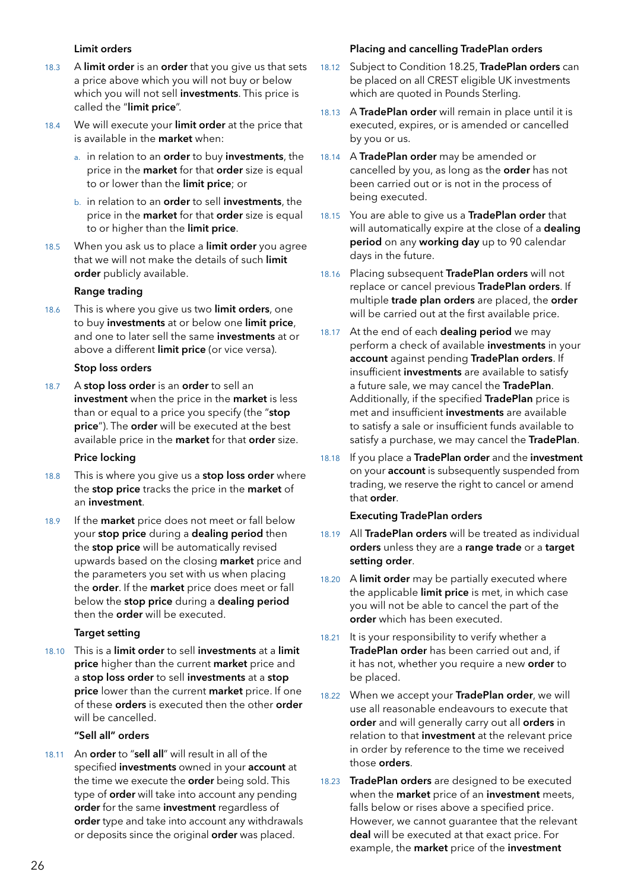### Limit orders

18.3 A **limit order** is an **order** that you give us that sets a price above which you will not buy or below which you will not sell **investments**. This price is called the "**limit price**".

18.4 We will execute your **limit order** at the price that is available in the **market** when:

a. in relation to an **order** to buy **investments**, the price in the **market** for that **order** size is equal to or lower than the **limit price**; or

b. in relation to an **order** to sell **investments**, the price in the **market** for that **order** size is equal to or higher than the **limit price**.

18.5 When you ask us to place a **limit order** you agree that we will not make the details of such **limit order** publicly available.

### Range trading

18.6 This is where you give us two **limit orders**, one to buy **investments** at or below one **limit price**, and one to later sell the same **investments** at or above a different **limit price** (or vice versa).

### Stop loss orders

18.7 A **stop loss order** is an **order** to sell an **investment** when the price in the **market** is less than or equal to a price you specify (the "**stop price**"). The **order** will be executed at the best available price in the **market** for that **order** size.

### Price locking

18.8 This is where you give us a **stop loss order** where the **stop price** tracks the price in the **market** of an **investment**.

18.9 If the **market** price does not meet or fall below your **stop price** during a **dealing period** then the **stop price** will be automatically revised upwards based on the closing **market** price and the parameters you set with us when placing the **order**. If the **market** price does meet or fall below the **stop price** during a **dealing period** then the **order** will be executed.

### Target setting

18.10 This is a **limit order** to sell **investments** at a **limit price** higher than the current **market** price and a **stop loss order** to sell **investments** at a **stop price** lower than the current **market** price. If one of these **orders** is executed then the other **order** will be cancelled.

### "Sell all" orders

18.11 An **order** to "**sell all**" will result in all of the specified **investments** owned in your **account** at the time we execute the **order** being sold. This type of **order** will take into account any pending **order** for the same **investment** regardless of **order** type and take into account any withdrawals or deposits since the original **order** was placed.

### Placing and cancelling TradePlan orders

18.12 Subject to Condition 18.25, **TradePlan orders** can be placed on all CREST eligible UK investments which are quoted in Pounds Sterling.

18.13 A **TradePlan order** will remain in place until it is executed, expires, or is amended or cancelled by you or us.

18.14 A **TradePlan order** may be amended or cancelled by you, as long as the **order** has not been carried out or is not in the process of being executed.

18.15 You are able to give us a **TradePlan order** that will automatically expire at the close of a **dealing period** on any **working day** up to 90 calendar days in the future.

18.16 Placing subsequent **TradePlan orders** will not replace or cancel previous **TradePlan orders**. If multiple **trade plan orders** are placed, the **order** will be carried out at the first available price.

18.17 At the end of each **dealing period** we may perform a check of available **investments** in your **account** against pending **TradePlan orders**. If insufficient **investments** are available to satisfy a future sale, we may cancel the **TradePlan**. Additionally, if the specified **TradePlan** price is met and insufficient **investments** are available to satisfy a sale or insufficient funds available to satisfy a purchase, we may cancel the **TradePlan**.

18.18 If you place a **TradePlan order** and the **investment** on your **account** is subsequently suspended from trading, we reserve the right to cancel or amend that **order**.

### Executing TradePlan orders

18.19 All **TradePlan orders** will be treated as individual **orders** unless they are a **range trade** or a **target setting order**.

18.20 A **limit order** may be partially executed where the applicable **limit price** is met, in which case you will not be able to cancel the part of the **order** which has been executed.

18.21 It is your responsibility to verify whether a **TradePlan order** has been carried out and, if it has not, whether you require a new **order** to be placed.

18.22 When we accept your **TradePlan order**, we will use all reasonable endeavours to execute that **order** and will generally carry out all **orders** in relation to that **investment** at the relevant price in order by reference to the time we received those **orders**.

18.23 **TradePlan orders** are designed to be executed when the **market** price of an **investment** meets, falls below or rises above a specified price. However, we cannot guarantee that the relevant **deal** will be executed at that exact price. For example, the **market** price of the **investment**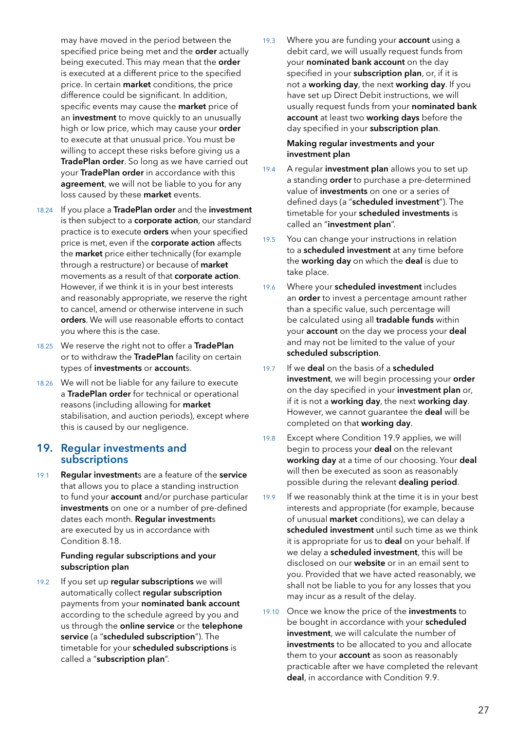may have moved in the period between the specified price being met and the **order** actually being executed. This may mean that the **order** is executed at a different price to the specified price. In certain **market** conditions, the price difference could be significant. In addition, specific events may cause the **market** price of an **investment** to move quickly to an unusually high or low price, which may cause your **order** to execute at that unusual price. You must be willing to accept these risks before giving us a **TradePlan order**. So long as we have carried out your **TradePlan order** in accordance with this **agreement**, we will not be liable to you for any loss caused by these **market** events.

18.24 If you place a **TradePlan order** and the **investment** is then subject to a **corporate action**, our standard practice is to execute **orders** when your specified price is met, even if the **corporate action** affects the **market** price either technically (for example through a restructure) or because of **market** movements as a result of that **corporate action**. However, if we think it is in your best interests and reasonably appropriate, we reserve the right to cancel, amend or otherwise intervene in such **orders**. We will use reasonable efforts to contact you where this is the case.

18.25 We reserve the right not to offer a **TradePlan** or to withdraw the **TradePlan** facility on certain types of **investments** or **account**s.

18.26 We will not be liable for any failure to execute a **TradePlan order** for technical or operational reasons (including allowing for **market** stabilisation, and auction periods), except where this is caused by our negligence.

## 19. Regular investments and subscriptions

19.1 **Regular investment**s are a feature of the **service** that allows you to place a standing instruction to fund your **account** and/or purchase particular **investments** on one or a number of pre-defined dates each month. **Regular investment**s are executed by us in accordance with Condition 8.18.

### Funding regular subscriptions and your subscription plan

19.2 If you set up **regular subscriptions** we will automatically collect **regular subscription** payments from your **nominated bank account** according to the schedule agreed by you and us through the **online service** or the **telephone service** (a "**scheduled subscription**"). The timetable for your **scheduled subscriptions** is called a "**subscription plan**".

19.3 Where you are funding your **account** using a debit card, we will usually request funds from your **nominated bank account** on the day specified in your **subscription plan**, or, if it is not a **working day**, the next **working day**. If you have set up Direct Debit instructions, we will usually request funds from your **nominated bank account** at least two **working days** before the day specified in your **subscription plan**.

### Making regular investments and your investment plan

19.4 A regular **investment plan** allows you to set up a standing **order** to purchase a pre-determined value of **investments** on one or a series of defined days (a "**scheduled investment**"). The timetable for your **scheduled investments** is called an "**investment plan**".

19.5 You can change your instructions in relation to a **scheduled investment** at any time before the **working day** on which the **deal** is due to take place.

19.6 Where your **scheduled investment** includes an **order** to invest a percentage amount rather than a specific value, such percentage will be calculated using all **tradable funds** within your **account** on the day we process your **deal** and may not be limited to the value of your **scheduled subscription**.

19.7 If we **deal** on the basis of a **scheduled investment**, we will begin processing your **order** on the day specified in your **investment plan** or, if it is not a **working day**, the next **working day**. However, we cannot guarantee the **deal** will be completed on that **working day**.

19.8 Except where Condition 19.9 applies, we will begin to process your **deal** on the relevant **working day** at a time of our choosing. Your **deal** will then be executed as soon as reasonably possible during the relevant **dealing period**.

19.9 If we reasonably think at the time it is in your best interests and appropriate (for example, because of unusual **market** conditions), we can delay a **scheduled investment** until such time as we think it is appropriate for us to **deal** on your behalf. If we delay a **scheduled investment**, this will be disclosed on our **website** or in an email sent to you. Provided that we have acted reasonably, we shall not be liable to you for any losses that you may incur as a result of the delay.

19.10 Once we know the price of the **investments** to be bought in accordance with your **scheduled investment**, we will calculate the number of **investments** to be allocated to you and allocate them to your **account** as soon as reasonably practicable after we have completed the relevant **deal**, in accordance with Condition 9.9.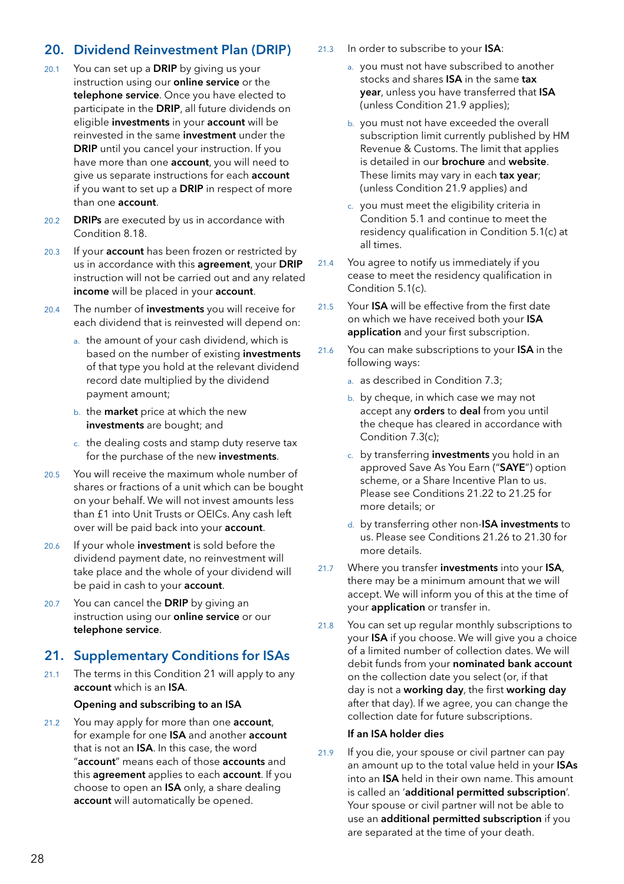## 20. Dividend Reinvestment Plan (DRIP)

20.1 You can set up a **DRIP** by giving us your instruction using our **online service** or the **telephone service**. Once you have elected to participate in the **DRIP**, all future dividends on eligible **investments** in your **account** will be reinvested in the same **investment** under the **DRIP** until you cancel your instruction. If you have more than one **account**, you will need to give us separate instructions for each **account** if you want to set up a **DRIP** in respect of more than one **account**.

20.2 **DRIPs** are executed by us in accordance with Condition 8.18.

20.3 If your **account** has been frozen or restricted by us in accordance with this **agreement**, your **DRIP** instruction will not be carried out and any related **income** will be placed in your **account**.

20.4 The number of **investments** you will receive for each dividend that is reinvested will depend on:

a. the amount of your cash dividend, which is based on the number of existing **investments** of that type you hold at the relevant dividend record date multiplied by the dividend payment amount;

b. the **market** price at which the new **investments** are bought; and

c. the dealing costs and stamp duty reserve tax for the purchase of the new **investments**.

20.5 You will receive the maximum whole number of shares or fractions of a unit which can be bought on your behalf. We will not invest amounts less than £1 into Unit Trusts or OEICs. Any cash left over will be paid back into your **account**.

20.6 If your whole **investment** is sold before the dividend payment date, no reinvestment will take place and the whole of your dividend will be paid in cash to your **account**.

20.7 You can cancel the **DRIP** by giving an instruction using our **online service** or our **telephone service**.

## 21. Supplementary Conditions for ISAs

21.1 The terms in this Condition 21 will apply to any **account** which is an **ISA**.

**Opening and subscribing to an ISA**

21.2 You may apply for more than one **account**, for example for one **ISA** and another **account** that is not an **ISA**. In this case, the word "**account**" means each of those **accounts** and this **agreement** applies to each **account**. If you choose to open an **ISA** only, a share dealing **account** will automatically be opened.

21.3 In order to subscribe to your **ISA**:

a. you must not have subscribed to another stocks and shares **ISA** in the same **tax year**, unless you have transferred that **ISA** (unless Condition 21.9 applies);

b. you must not have exceeded the overall subscription limit currently published by HM Revenue & Customs. The limit that applies is detailed in our **brochure** and **website**. These limits may vary in each **tax year**; (unless Condition 21.9 applies) and

c. you must meet the eligibility criteria in Condition 5.1 and continue to meet the residency qualification in Condition 5.1(c) at all times.

21.4 You agree to notify us immediately if you cease to meet the residency qualification in Condition 5.1(c).

21.5 Your **ISA** will be effective from the first date on which we have received both your **ISA application** and your first subscription.

21.6 You can make subscriptions to your **ISA** in the following ways:

a. as described in Condition 7.3;

b. by cheque, in which case we may not accept any **orders** to **deal** from you until the cheque has cleared in accordance with Condition 7.3(c);

c. by transferring **investments** you hold in an approved Save As You Earn ("**SAYE**") option scheme, or a Share Incentive Plan to us. Please see Conditions 21.22 to 21.25 for more details; or

d. by transferring other non-**ISA investments** to us. Please see Conditions 21.26 to 21.30 for more details.

21.7 Where you transfer **investments** into your **ISA**, there may be a minimum amount that we will accept. We will inform you of this at the time of your **application** or transfer in.

21.8 You can set up regular monthly subscriptions to your **ISA** if you choose. We will give you a choice of a limited number of collection dates. We will debit funds from your **nominated bank account** on the collection date you select (or, if that day is not a **working day**, the first **working day** after that day). If we agree, you can change the collection date for future subscriptions.

**If an ISA holder dies**

21.9 If you die, your spouse or civil partner can pay an amount up to the total value held in your **ISAs** into an **ISA** held in their own name. This amount is called an '**additional permitted subscription**'. Your spouse or civil partner will not be able to use an **additional permitted subscription** if you are separated at the time of your death.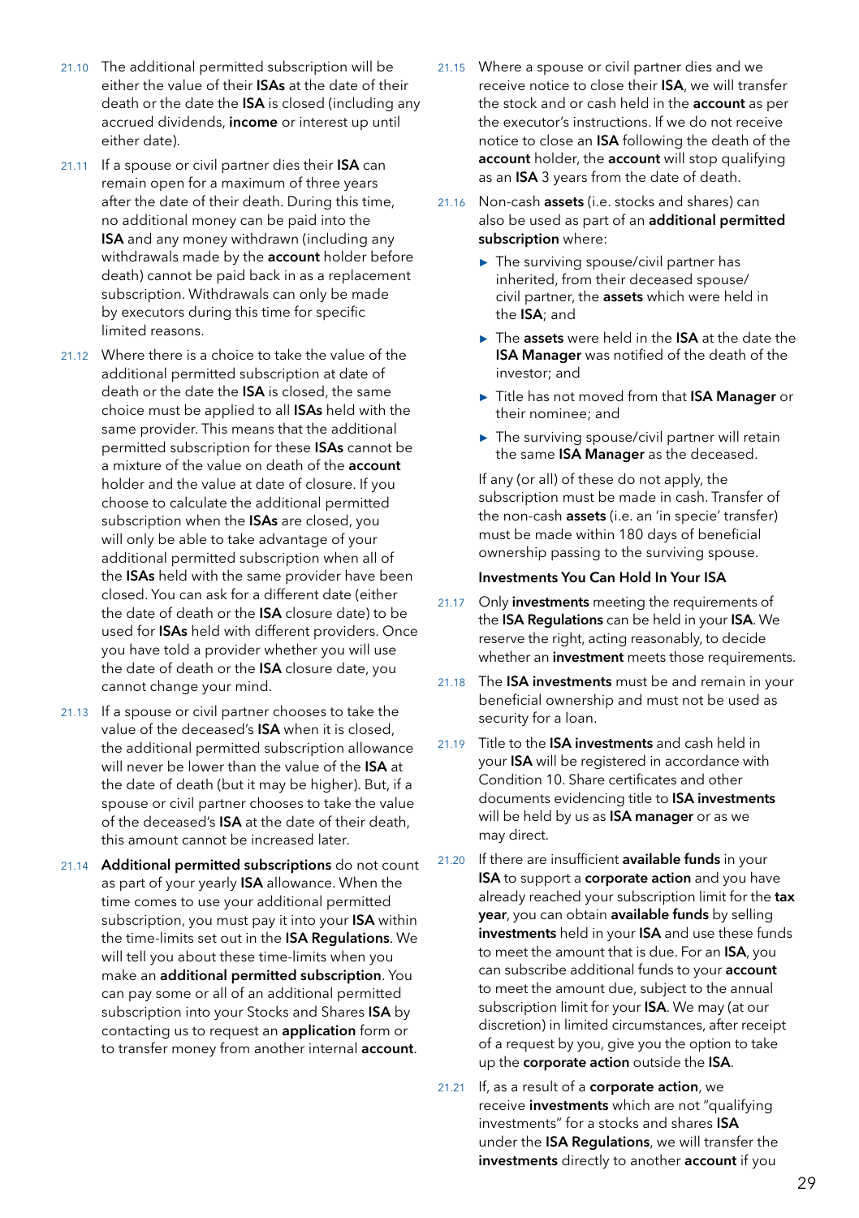21.10 The additional permitted subscription will be either the value of their **ISAs** at the date of their death or the date the **ISA** is closed (including any accrued dividends, **income** or interest up until either date).

21.11 If a spouse or civil partner dies their **ISA** can remain open for a maximum of three years after the date of their death. During this time, no additional money can be paid into the **ISA** and any money withdrawn (including any withdrawals made by the **account** holder before death) cannot be paid back in as a replacement subscription. Withdrawals can only be made by executors during this time for specific limited reasons.

21.12 Where there is a choice to take the value of the additional permitted subscription at date of death or the date the **ISA** is closed, the same choice must be applied to all **ISAs** held with the same provider. This means that the additional permitted subscription for these **ISAs** cannot be a mixture of the value on death of the **account** holder and the value at date of closure. If you choose to calculate the additional permitted subscription when the **ISAs** are closed, you will only be able to take advantage of your additional permitted subscription when all of the **ISAs** held with the same provider have been closed. You can ask for a different date (either the date of death or the **ISA** closure date) to be used for **ISAs** held with different providers. Once you have told a provider whether you will use the date of death or the **ISA** closure date, you cannot change your mind.

21.13 If a spouse or civil partner chooses to take the value of the deceased's **ISA** when it is closed, the additional permitted subscription allowance will never be lower than the value of the **ISA** at the date of death (but it may be higher). But, if a spouse or civil partner chooses to take the value of the deceased's **ISA** at the date of their death, this amount cannot be increased later.

21.14 **Additional permitted subscriptions** do not count as part of your yearly **ISA** allowance. When the time comes to use your additional permitted subscription, you must pay it into your **ISA** within the time-limits set out in the **ISA Regulations**. We will tell you about these time-limits when you make an **additional permitted subscription**. You can pay some or all of an additional permitted subscription into your Stocks and Shares **ISA** by contacting us to request an **application** form or to transfer money from another internal **account**.

21.15 Where a spouse or civil partner dies and we receive notice to close their **ISA**, we will transfer the stock and or cash held in the **account** as per the executor's instructions. If we do not receive notice to close an **ISA** following the death of the **account** holder, the **account** will stop qualifying as an **ISA** 3 years from the date of death.

21.16 Non-cash **assets** (i.e. stocks and shares) can also be used as part of an **additional permitted subscription** where:

- The surviving spouse/civil partner has inherited, from their deceased spouse/civil partner, the **assets** which were held in the **ISA**; and
- The **assets** were held in the **ISA** at the date the **ISA Manager** was notified of the death of the investor; and
- Title has not moved from that **ISA Manager** or their nominee; and
- The surviving spouse/civil partner will retain the same **ISA Manager** as the deceased.

If any (or all) of these do not apply, the subscription must be made in cash. Transfer of the non-cash **assets** (i.e. an 'in specie' transfer) must be made within 180 days of beneficial ownership passing to the surviving spouse.

**Investments You Can Hold In Your ISA**

21.17 Only **investments** meeting the requirements of the **ISA Regulations** can be held in your **ISA**. We reserve the right, acting reasonably, to decide whether an **investment** meets those requirements.

21.18 The **ISA investments** must be and remain in your beneficial ownership and must not be used as security for a loan.

21.19 Title to the **ISA investments** and cash held in your **ISA** will be registered in accordance with Condition 10. Share certificates and other documents evidencing title to **ISA investments** will be held by us as **ISA manager** or as we may direct.

21.20 If there are insufficient **available funds** in your **ISA** to support a **corporate action** and you have already reached your subscription limit for the **tax year**, you can obtain **available funds** by selling **investments** held in your **ISA** and use these funds to meet the amount that is due. For an **ISA**, you can subscribe additional funds to your **account** to meet the amount due, subject to the annual subscription limit for your **ISA**. We may (at our discretion) in limited circumstances, after receipt of a request by you, give you the option to take up the **corporate action** outside the **ISA**.

21.21 If, as a result of a **corporate action**, we receive **investments** which are not "qualifying investments" for a stocks and shares **ISA** under the **ISA Regulations**, we will transfer the **investments** directly to another **account** if you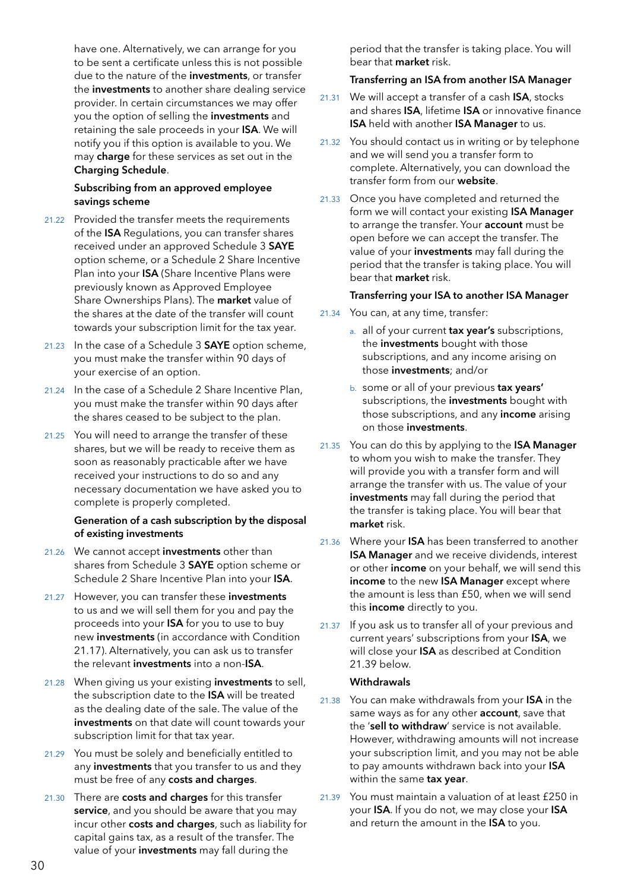have one. Alternatively, we can arrange for you to be sent a certificate unless this is not possible due to the nature of the **investments**, or transfer the **investments** to another share dealing service provider. In certain circumstances we may offer you the option of selling the **investments** and retaining the sale proceeds in your **ISA**. We will notify you if this option is available to you. We may **charge** for these services as set out in the **Charging Schedule**.

### Subscribing from an approved employee savings scheme

21.22 Provided the transfer meets the requirements of the **ISA** Regulations, you can transfer shares received under an approved Schedule 3 **SAYE** option scheme, or a Schedule 2 Share Incentive Plan into your **ISA** (Share Incentive Plans were previously known as Approved Employee Share Ownerships Plans). The **market** value of the shares at the date of the transfer will count towards your subscription limit for the tax year.

21.23 In the case of a Schedule 3 **SAYE** option scheme, you must make the transfer within 90 days of your exercise of an option.

21.24 In the case of a Schedule 2 Share Incentive Plan, you must make the transfer within 90 days after the shares ceased to be subject to the plan.

21.25 You will need to arrange the transfer of these shares, but we will be ready to receive them as soon as reasonably practicable after we have received your instructions to do so and any necessary documentation we have asked you to complete is properly completed.

### Generation of a cash subscription by the disposal of existing investments

21.26 We cannot accept **investments** other than shares from Schedule 3 **SAYE** option scheme or Schedule 2 Share Incentive Plan into your **ISA**.

21.27 However, you can transfer these **investments** to us and we will sell them for you and pay the proceeds into your **ISA** for you to use to buy new **investments** (in accordance with Condition 21.17). Alternatively, you can ask us to transfer the relevant **investments** into a non-**ISA**.

21.28 When giving us your existing **investments** to sell, the subscription date to the **ISA** will be treated as the dealing date of the sale. The value of the **investments** on that date will count towards your subscription limit for that tax year.

21.29 You must be solely and beneficially entitled to any **investments** that you transfer to us and they must be free of any **costs and charges**.

21.30 There are **costs and charges** for this transfer **service**, and you should be aware that you may incur other **costs and charges**, such as liability for capital gains tax, as a result of the transfer. The value of your **investments** may fall during the period that the transfer is taking place. You will bear that **market** risk.

### Transferring an ISA from another ISA Manager

21.31 We will accept a transfer of a cash **ISA**, stocks and shares **ISA**, lifetime **ISA** or innovative finance **ISA** held with another **ISA Manager** to us.

21.32 You should contact us in writing or by telephone and we will send you a transfer form to complete. Alternatively, you can download the transfer form from our **website**.

21.33 Once you have completed and returned the form we will contact your existing **ISA Manager** to arrange the transfer. Your **account** must be open before we can accept the transfer. The value of your **investments** may fall during the period that the transfer is taking place. You will bear that **market** risk.

### Transferring your ISA to another ISA Manager

21.34 You can, at any time, transfer:

a. all of your current **tax year's** subscriptions, the **investments** bought with those subscriptions, and any income arising on those **investments**; and/or

b. some or all of your previous **tax years'** subscriptions, the **investments** bought with those subscriptions, and any **income** arising on those **investments**.

21.35 You can do this by applying to the **ISA Manager** to whom you wish to make the transfer. They will provide you with a transfer form and will arrange the transfer with us. The value of your **investments** may fall during the period that the transfer is taking place. You will bear that **market** risk.

21.36 Where your **ISA** has been transferred to another **ISA Manager** and we receive dividends, interest or other **income** on your behalf, we will send this **income** to the new **ISA Manager** except where the amount is less than £50, when we will send this **income** directly to you.

21.37 If you ask us to transfer all of your previous and current years' subscriptions from your **ISA**, we will close your **ISA** as described at Condition 21.39 below.

### Withdrawals

21.38 You can make withdrawals from your **ISA** in the same ways as for any other **account**, save that the '**sell to withdraw**' service is not available. However, withdrawing amounts will not increase your subscription limit, and you may not be able to pay amounts withdrawn back into your **ISA** within the same **tax year**.

21.39 You must maintain a valuation of at least £250 in your **ISA**. If you do not, we may close your **ISA** and return the amount in the **ISA** to you.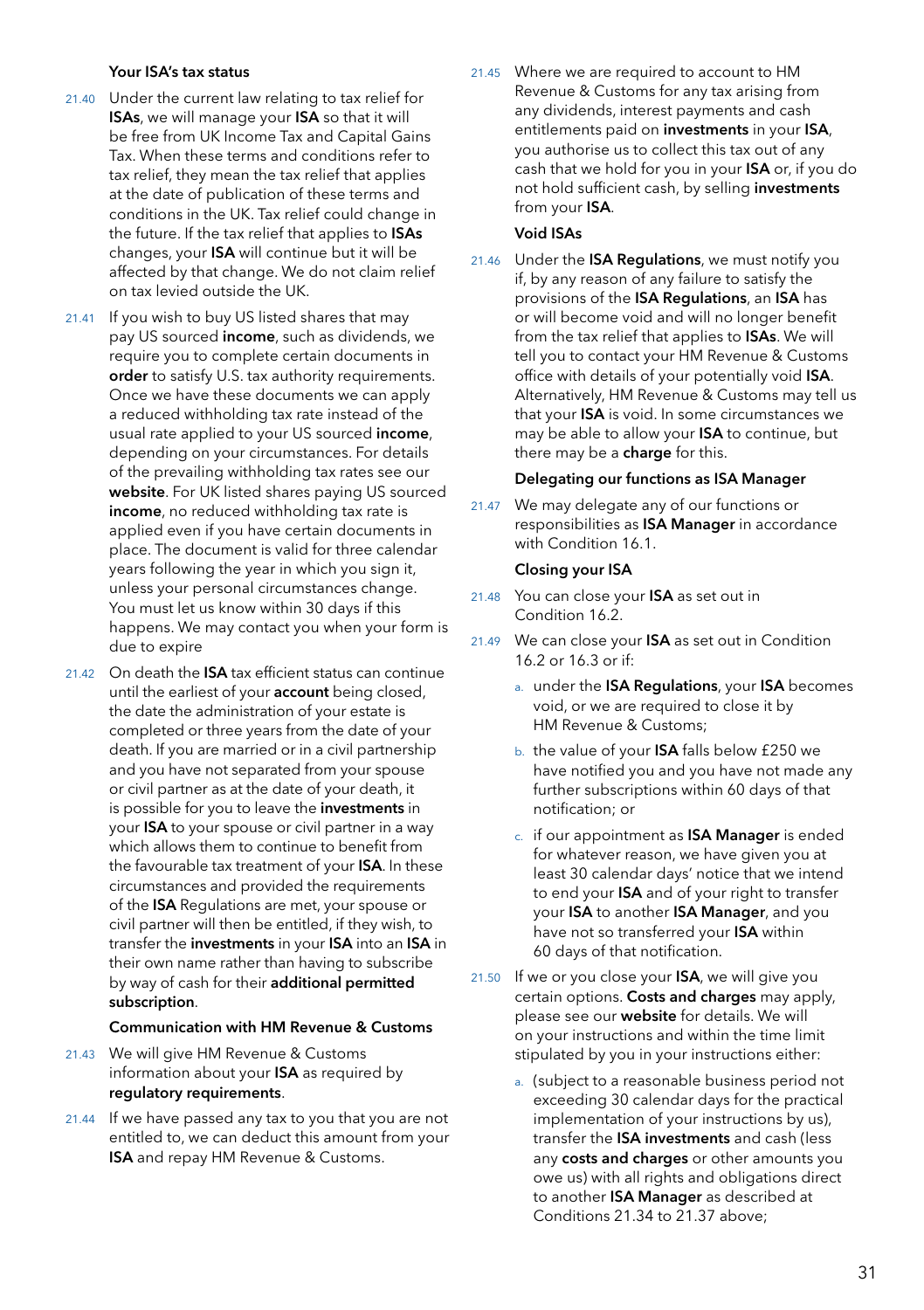### Your ISA's tax status

21.40 Under the current law relating to tax relief for **ISAs**, we will manage your **ISA** so that it will be free from UK Income Tax and Capital Gains Tax. When these terms and conditions refer to tax relief, they mean the tax relief that applies at the date of publication of these terms and conditions in the UK. Tax relief could change in the future. If the tax relief that applies to **ISAs** changes, your **ISA** will continue but it will be affected by that change. We do not claim relief on tax levied outside the UK.

21.41 If you wish to buy US listed shares that may pay US sourced **income**, such as dividends, we require you to complete certain documents in **order** to satisfy U.S. tax authority requirements. Once we have these documents we can apply a reduced withholding tax rate instead of the usual rate applied to your US sourced **income**, depending on your circumstances. For details of the prevailing withholding tax rates see our **website**. For UK listed shares paying US sourced **income**, no reduced withholding tax rate is applied even if you have certain documents in place. The document is valid for three calendar years following the year in which you sign it, unless your personal circumstances change. You must let us know within 30 days if this happens. We may contact you when your form is due to expire

21.42 On death the **ISA** tax efficient status can continue until the earliest of your **account** being closed, the date the administration of your estate is completed or three years from the date of your death. If you are married or in a civil partnership and you have not separated from your spouse or civil partner as at the date of your death, it is possible for you to leave the **investments** in your **ISA** to your spouse or civil partner in a way which allows them to continue to benefit from the favourable tax treatment of your **ISA**. In these circumstances and provided the requirements of the **ISA** Regulations are met, your spouse or civil partner will then be entitled, if they wish, to transfer the **investments** in your **ISA** into an **ISA** in their own name rather than having to subscribe by way of cash for their **additional permitted subscription**.

### Communication with HM Revenue & Customs

21.43 We will give HM Revenue & Customs information about your **ISA** as required by **regulatory requirements**.

21.44 If we have passed any tax to you that you are not entitled to, we can deduct this amount from your **ISA** and repay HM Revenue & Customs.

21.45 Where we are required to account to HM Revenue & Customs for any tax arising from any dividends, interest payments and cash entitlements paid on **investments** in your **ISA**, you authorise us to collect this tax out of any cash that we hold for you in your **ISA** or, if you do not hold sufficient cash, by selling **investments** from your **ISA**.

### Void ISAs

21.46 Under the **ISA Regulations**, we must notify you if, by any reason of any failure to satisfy the provisions of the **ISA Regulations**, an **ISA** has or will become void and will no longer benefit from the tax relief that applies to **ISAs**. We will tell you to contact your HM Revenue & Customs office with details of your potentially void **ISA**. Alternatively, HM Revenue & Customs may tell us that your **ISA** is void. In some circumstances we may be able to allow your **ISA** to continue, but there may be a **charge** for this.

### Delegating our functions as ISA Manager

21.47 We may delegate any of our functions or responsibilities as **ISA Manager** in accordance with Condition 16.1.

### Closing your ISA

21.48 You can close your **ISA** as set out in Condition 16.2.

21.49 We can close your **ISA** as set out in Condition 16.2 or 16.3 or if:

a. under the **ISA Regulations**, your **ISA** becomes void, or we are required to close it by HM Revenue & Customs;

b. the value of your **ISA** falls below £250 we have notified you and you have not made any further subscriptions within 60 days of that notification; or

c. if our appointment as **ISA Manager** is ended for whatever reason, we have given you at least 30 calendar days' notice that we intend to end your **ISA** and of your right to transfer your **ISA** to another **ISA Manager**, and you have not so transferred your **ISA** within 60 days of that notification.

21.50 If we or you close your **ISA**, we will give you certain options. **Costs and charges** may apply, please see our **website** for details. We will on your instructions and within the time limit stipulated by you in your instructions either:

a. (subject to a reasonable business period not exceeding 30 calendar days for the practical implementation of your instructions by us), transfer the **ISA investments** and cash (less any **costs and charges** or other amounts you owe us) with all rights and obligations direct to another **ISA Manager** as described at Conditions 21.34 to 21.37 above;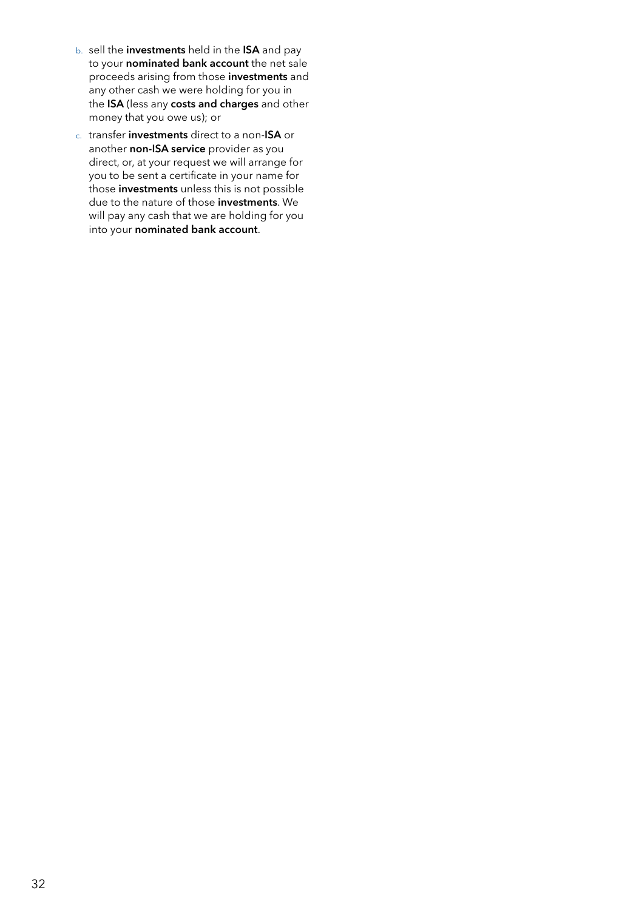b. sell the **investments** held in the **ISA** and pay to your **nominated bank account** the net sale proceeds arising from those **investments** and any other cash we were holding for you in the **ISA** (less any **costs and charges** and other money that you owe us); or

c. transfer **investments** direct to a non-**ISA** or another **non-ISA service** provider as you direct, or, at your request we will arrange for you to be sent a certificate in your name for those **investments** unless this is not possible due to the nature of those **investments**. We will pay any cash that we are holding for you into your **nominated bank account**.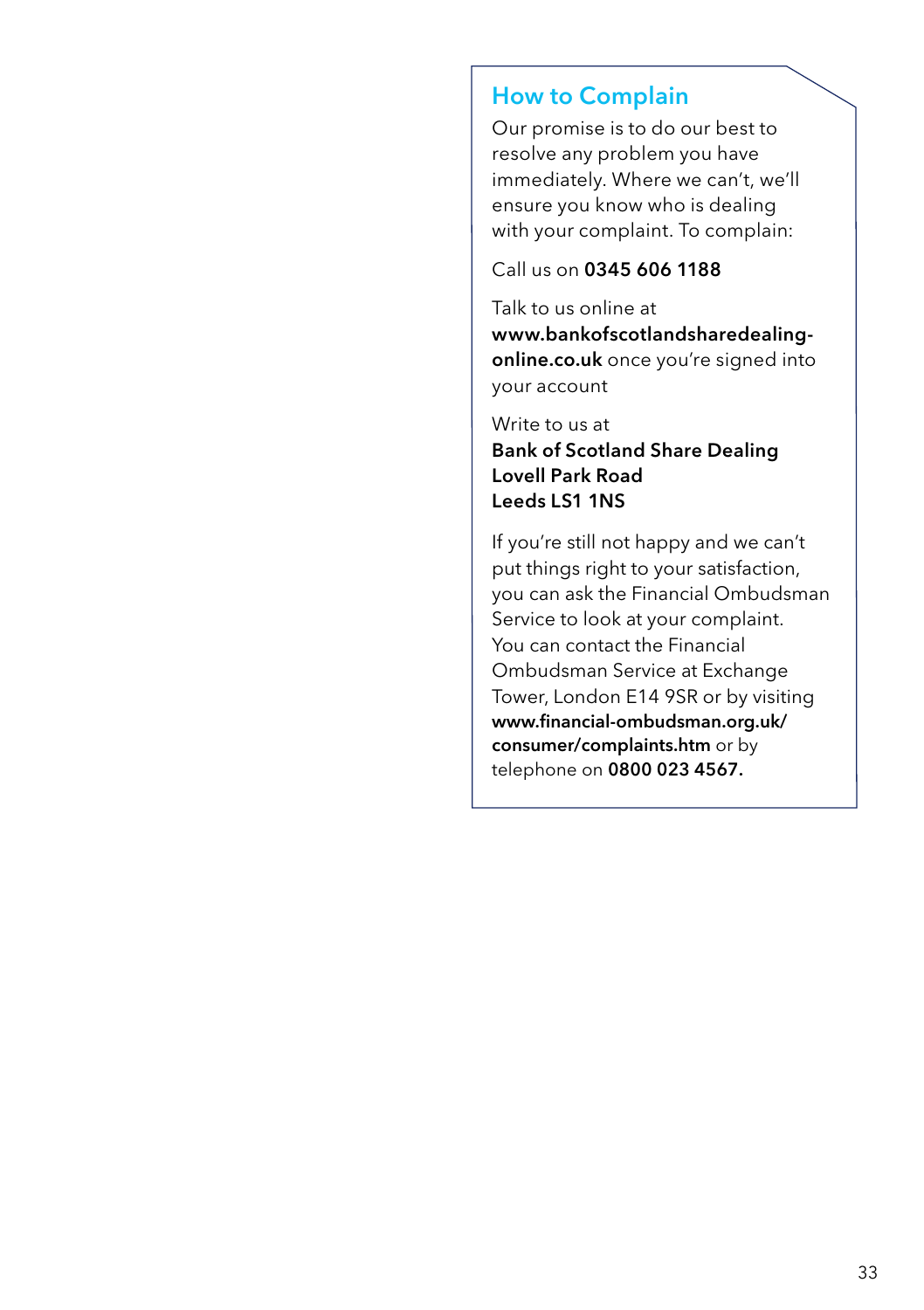## How to Complain

Our promise is to do our best to resolve any problem you have immediately. Where we can't, we'll ensure you know who is dealing with your complaint. To complain:

Call us on **0345 606 1188**

Talk to us online at **www.bankofscotlandsharedealing-online.co.uk** once you're signed into your account

Write to us at
**Bank of Scotland Share Dealing**
**Lovell Park Road**
**Leeds LS1 1NS**

If you're still not happy and we can't put things right to your satisfaction, you can ask the Financial Ombudsman Service to look at your complaint. You can contact the Financial Ombudsman Service at Exchange Tower, London E14 9SR or by visiting **www.financial-ombudsman.org.uk/consumer/complaints.htm** or by telephone on **0800 023 4567.**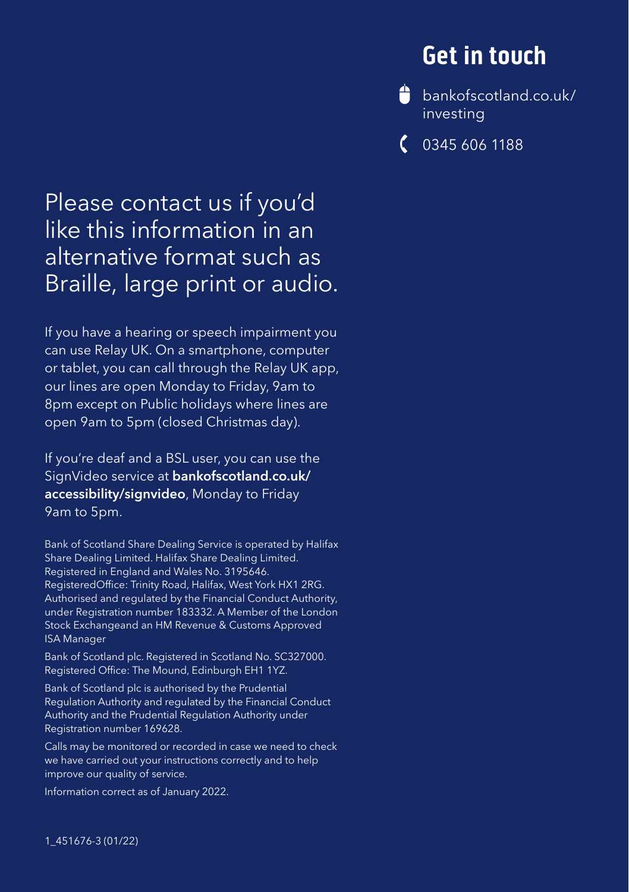## Get in touch

bankofscotland.co.uk/investing

0345 606 1188

Please contact us if you'd like this information in an alternative format such as Braille, large print or audio.

If you have a hearing or speech impairment you can use Relay UK. On a smartphone, computer or tablet, you can call through the Relay UK app, our lines are open Monday to Friday, 9am to 8pm except on Public holidays where lines are open 9am to 5pm (closed Christmas day).

If you're deaf and a BSL user, you can use the SignVideo service at **bankofscotland.co.uk/accessibility/signvideo**, Monday to Friday 9am to 5pm.

Bank of Scotland Share Dealing Service is operated by Halifax Share Dealing Limited. Halifax Share Dealing Limited. Registered in England and Wales No. 3195646. RegisteredOffice: Trinity Road, Halifax, West York HX1 2RG. Authorised and regulated by the Financial Conduct Authority, under Registration number 183332. A Member of the London Stock Exchangeand an HM Revenue & Customs Approved ISA Manager

Bank of Scotland plc. Registered in Scotland No. SC327000. Registered Office: The Mound, Edinburgh EH1 1YZ.

Bank of Scotland plc is authorised by the Prudential Regulation Authority and regulated by the Financial Conduct Authority and the Prudential Regulation Authority under Registration number 169628.

Calls may be monitored or recorded in case we need to check we have carried out your instructions correctly and to help improve our quality of service.

Information correct as of January 2022.

1_451676-3 (01/22)